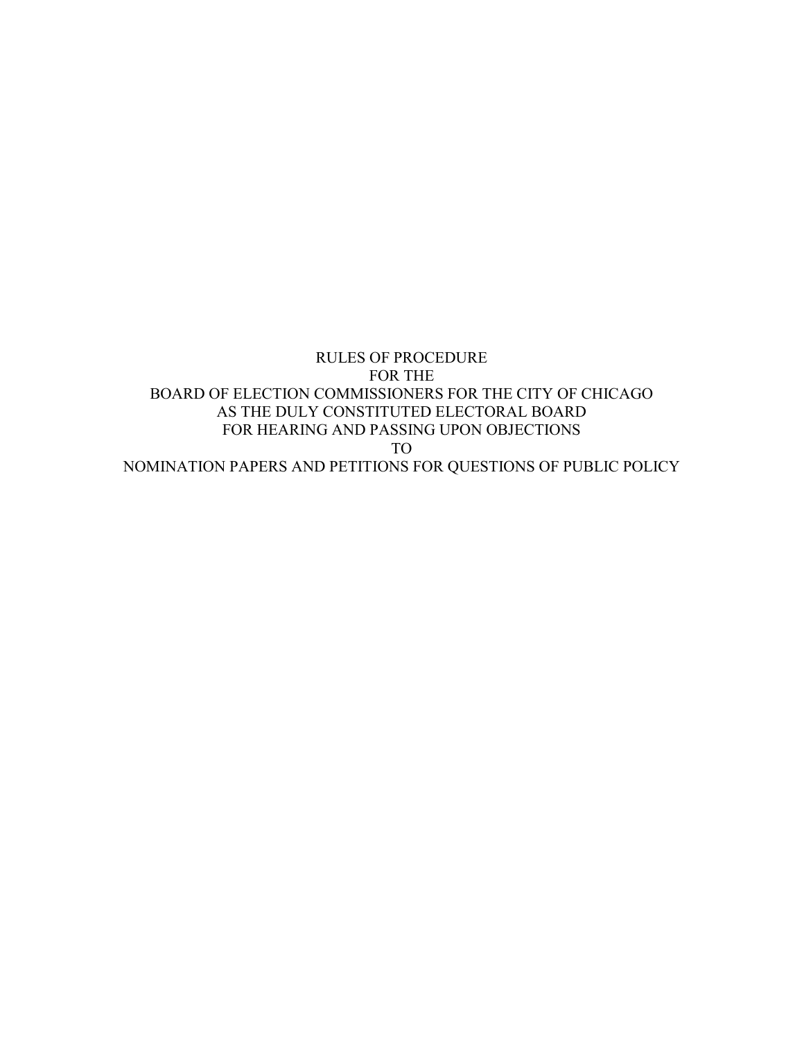# RULES OF PROCEDURE
# FOR THE
# BOARD OF ELECTION COMMISSIONERS FOR THE CITY OF CHICAGO
# AS THE DULY CONSTITUTED ELECTORAL BOARD
# FOR HEARING AND PASSING UPON OBJECTIONS
# TO
# NOMINATION PAPERS AND PETITIONS FOR QUESTIONS OF PUBLIC POLICY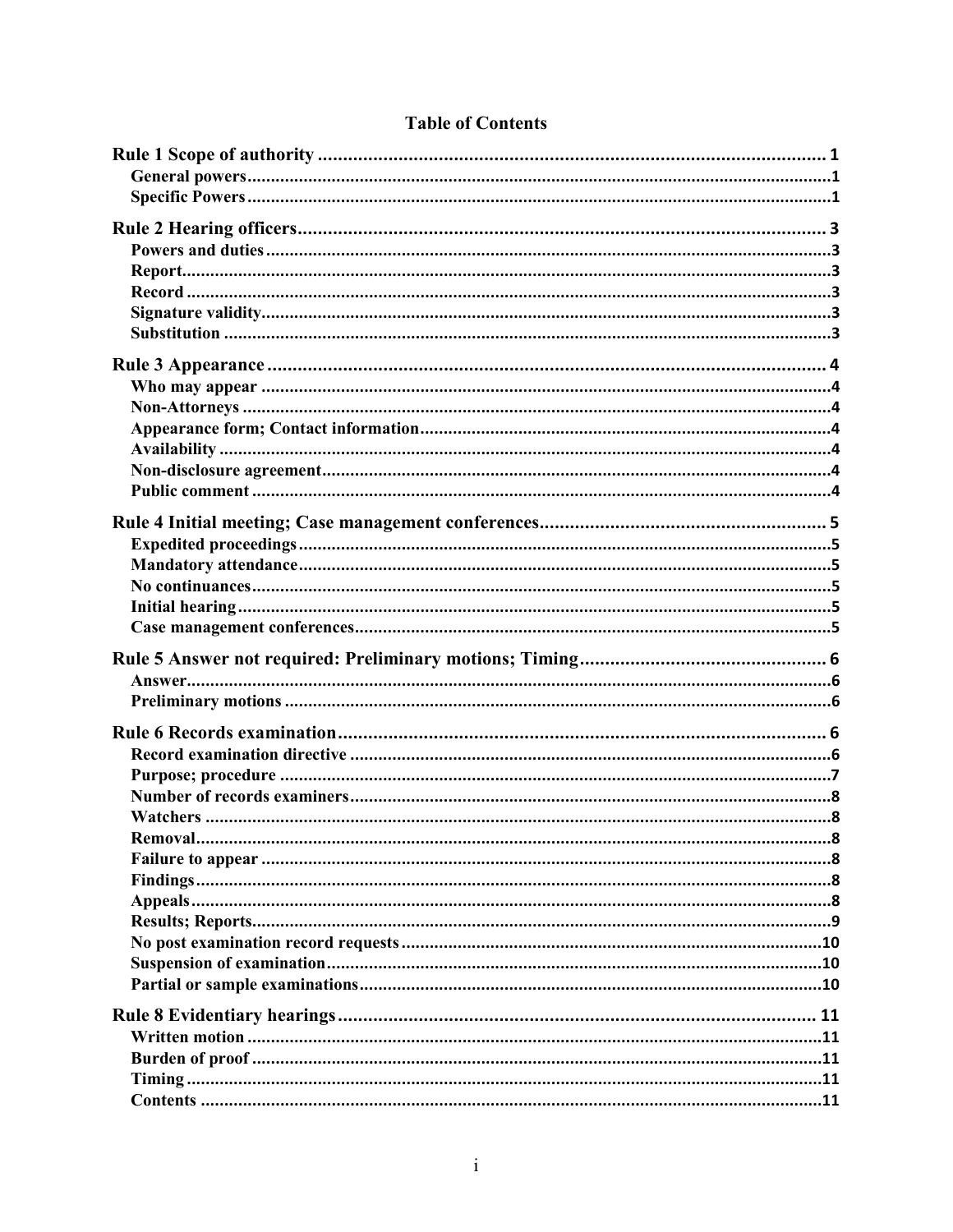## Table of Contents

**Rule 1 Scope of authority** ..... 1
- **General powers** ..... 1
- **Specific Powers** ..... 1

**Rule 2 Hearing officers** ..... 3
- **Powers and duties** ..... 3
- **Report** ..... 3
- **Record** ..... 3
- **Signature validity** ..... 3
- **Substitution** ..... 3

**Rule 3 Appearance** ..... 4
- **Who may appear** ..... 4
- **Non-Attorneys** ..... 4
- **Appearance form; Contact information** ..... 4
- **Availability** ..... 4
- **Non-disclosure agreement** ..... 4
- **Public comment** ..... 4

**Rule 4 Initial meeting; Case management conferences** ..... 5
- **Expedited proceedings** ..... 5
- **Mandatory attendance** ..... 5
- **No continuances** ..... 5
- **Initial hearing** ..... 5
- **Case management conferences** ..... 5

**Rule 5 Answer not required: Preliminary motions; Timing** ..... 6
- **Answer** ..... 6
- **Preliminary motions** ..... 6

**Rule 6 Records examination** ..... 6
- **Record examination directive** ..... 6
- **Purpose; procedure** ..... 7
- **Number of records examiners** ..... 8
- **Watchers** ..... 8
- **Removal** ..... 8
- **Failure to appear** ..... 8
- **Findings** ..... 8
- **Appeals** ..... 8
- **Results; Reports** ..... 9
- **No post examination record requests** ..... 10
- **Suspension of examination** ..... 10
- **Partial or sample examinations** ..... 10

**Rule 8 Evidentiary hearings** ..... 11
- **Written motion** ..... 11
- **Burden of proof** ..... 11
- **Timing** ..... 11
- **Contents** ..... 11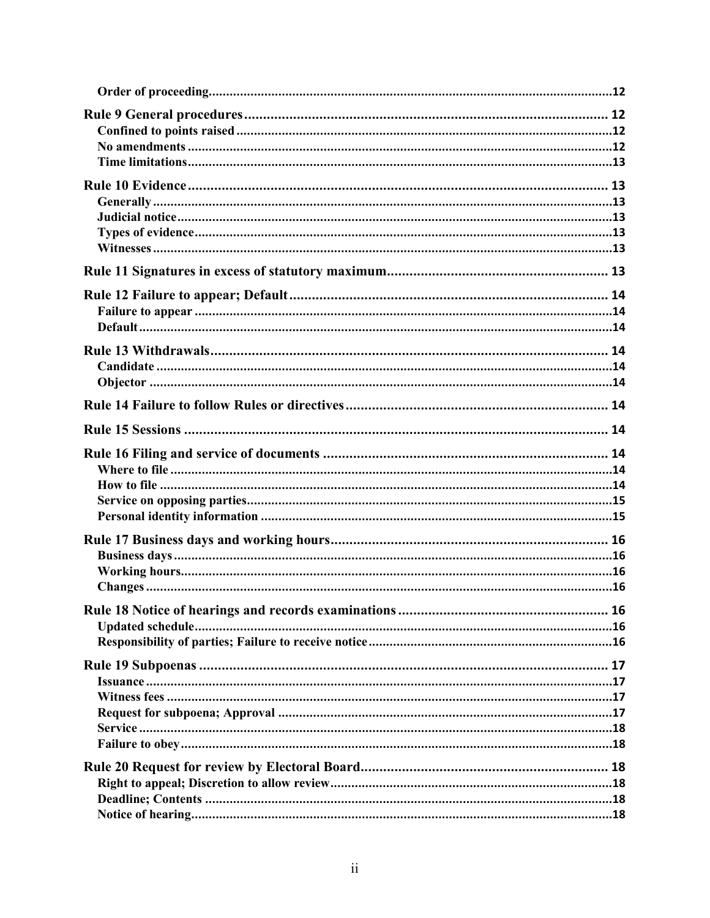Order of proceeding ..... 12

**Rule 9 General procedures** ..... 12

Confined to points raised ..... 12

No amendments ..... 12

Time limitations ..... 13

**Rule 10 Evidence** ..... 13

Generally ..... 13

Judicial notice ..... 13

Types of evidence ..... 13

Witnesses ..... 13

**Rule 11 Signatures in excess of statutory maximum** ..... 13

**Rule 12 Failure to appear; Default** ..... 14

Failure to appear ..... 14

Default ..... 14

**Rule 13 Withdrawals** ..... 14

Candidate ..... 14

Objector ..... 14

**Rule 14 Failure to follow Rules or directives** ..... 14

**Rule 15 Sessions** ..... 14

**Rule 16 Filing and service of documents** ..... 14

Where to file ..... 14

How to file ..... 14

Service on opposing parties ..... 15

Personal identity information ..... 15

**Rule 17 Business days and working hours** ..... 16

Business days ..... 16

Working hours ..... 16

Changes ..... 16

**Rule 18 Notice of hearings and records examinations** ..... 16

Updated schedule ..... 16

Responsibility of parties; Failure to receive notice ..... 16

**Rule 19 Subpoenas** ..... 17

Issuance ..... 17

Witness fees ..... 17

Request for subpoena; Approval ..... 17

Service ..... 18

Failure to obey ..... 18

**Rule 20 Request for review by Electoral Board** ..... 18

Right to appeal; Discretion to allow review ..... 18

Deadline; Contents ..... 18

Notice of hearing ..... 18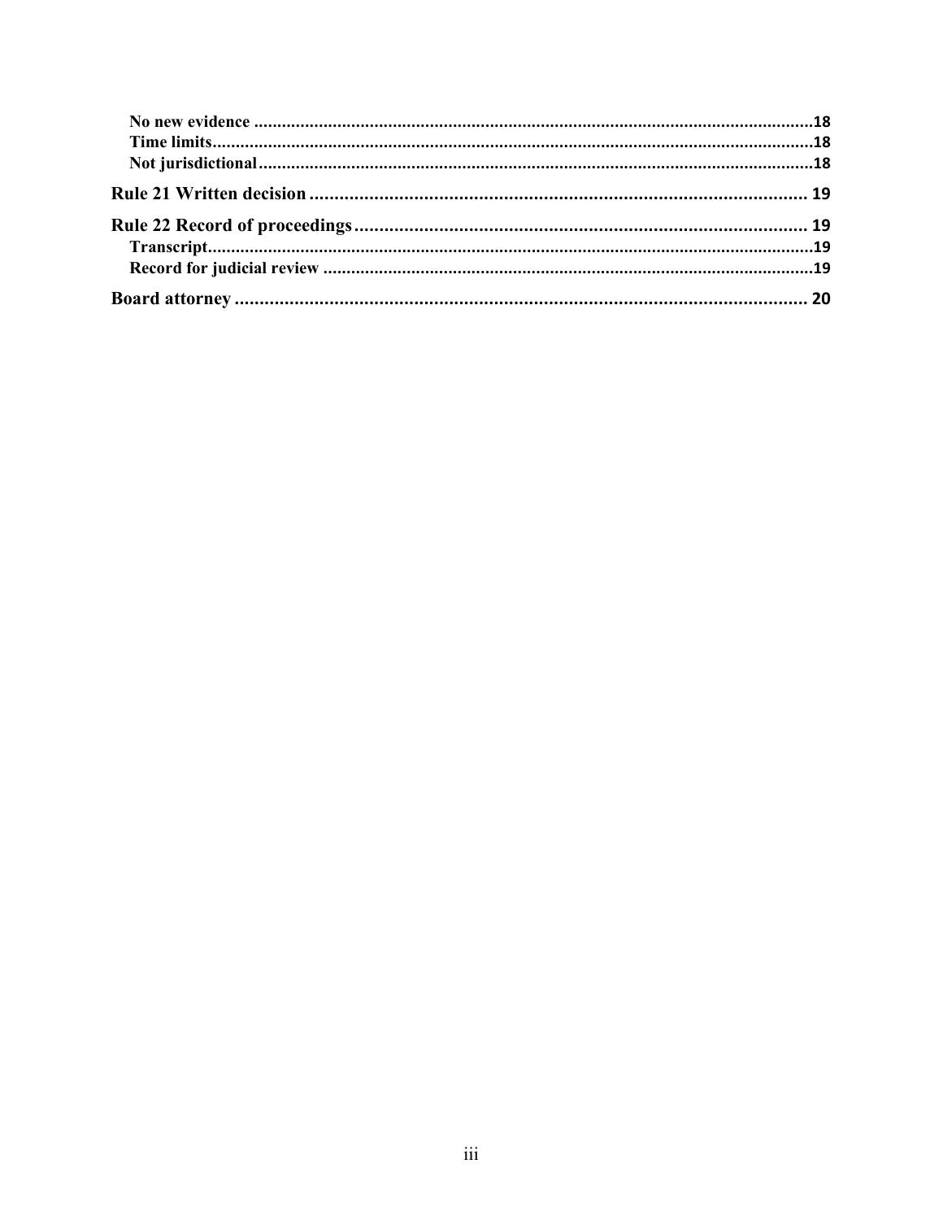No new evidence ..... 18
Time limits ..... 18
Not jurisdictional ..... 18

**Rule 21 Written decision ..... 19**

**Rule 22 Record of proceedings ..... 19**

Transcript ..... 19
Record for judicial review ..... 19

**Board attorney ..... 20**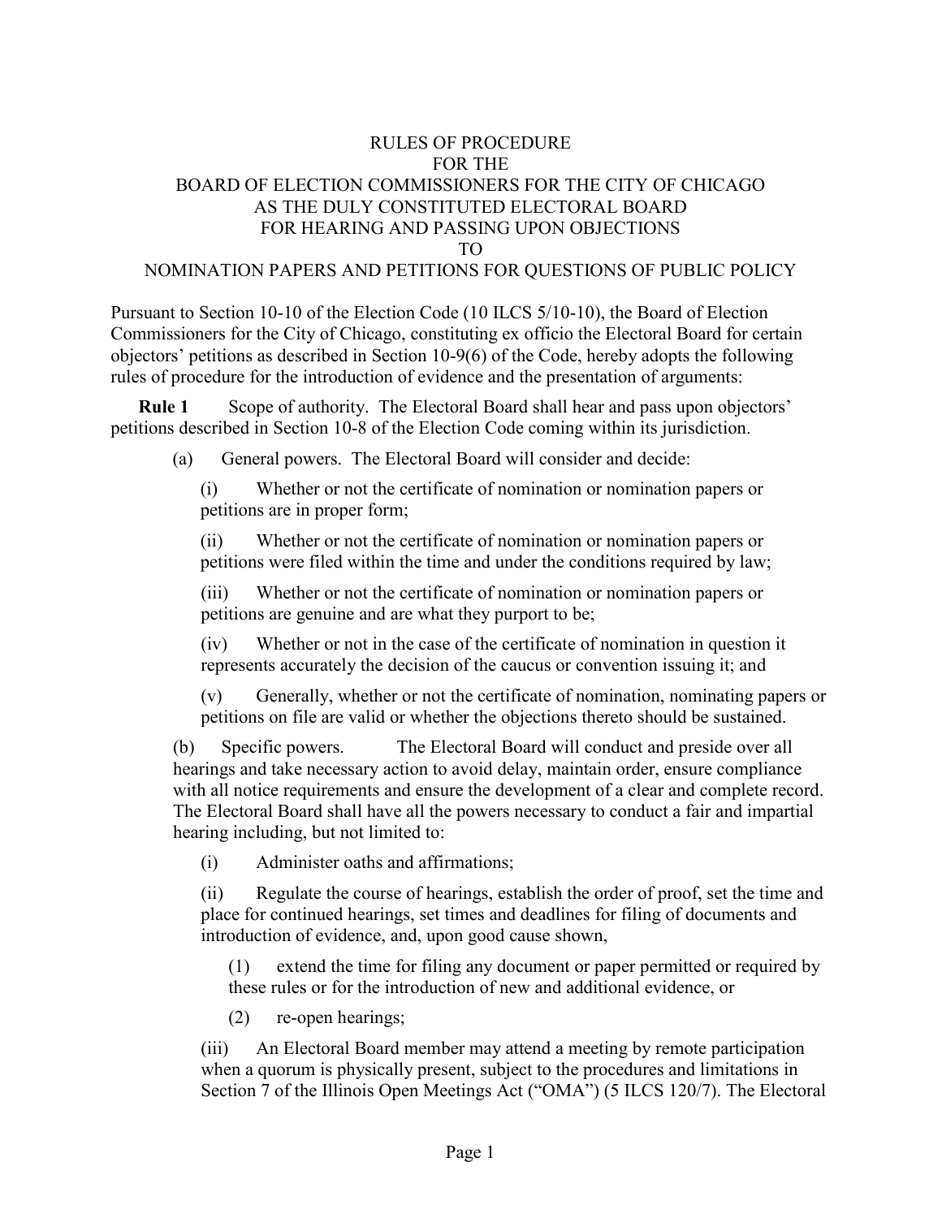# RULES OF PROCEDURE FOR THE BOARD OF ELECTION COMMISSIONERS FOR THE CITY OF CHICAGO AS THE DULY CONSTITUTED ELECTORAL BOARD FOR HEARING AND PASSING UPON OBJECTIONS TO NOMINATION PAPERS AND PETITIONS FOR QUESTIONS OF PUBLIC POLICY

Pursuant to Section 10-10 of the Election Code (10 ILCS 5/10-10), the Board of Election Commissioners for the City of Chicago, constituting ex officio the Electoral Board for certain objectors' petitions as described in Section 10-9(6) of the Code, hereby adopts the following rules of procedure for the introduction of evidence and the presentation of arguments:

**Rule 1** Scope of authority. The Electoral Board shall hear and pass upon objectors' petitions described in Section 10-8 of the Election Code coming within its jurisdiction.

(a) General powers. The Electoral Board will consider and decide:

(i) Whether or not the certificate of nomination or nomination papers or petitions are in proper form;

(ii) Whether or not the certificate of nomination or nomination papers or petitions were filed within the time and under the conditions required by law;

(iii) Whether or not the certificate of nomination or nomination papers or petitions are genuine and are what they purport to be;

(iv) Whether or not in the case of the certificate of nomination in question it represents accurately the decision of the caucus or convention issuing it; and

(v) Generally, whether or not the certificate of nomination, nominating papers or petitions on file are valid or whether the objections thereto should be sustained.

(b) Specific powers. The Electoral Board will conduct and preside over all hearings and take necessary action to avoid delay, maintain order, ensure compliance with all notice requirements and ensure the development of a clear and complete record. The Electoral Board shall have all the powers necessary to conduct a fair and impartial hearing including, but not limited to:

(i) Administer oaths and affirmations;

(ii) Regulate the course of hearings, establish the order of proof, set the time and place for continued hearings, set times and deadlines for filing of documents and introduction of evidence, and, upon good cause shown,

(1) extend the time for filing any document or paper permitted or required by these rules or for the introduction of new and additional evidence, or

(2) re-open hearings;

(iii) An Electoral Board member may attend a meeting by remote participation when a quorum is physically present, subject to the procedures and limitations in Section 7 of the Illinois Open Meetings Act ("OMA") (5 ILCS 120/7). The Electoral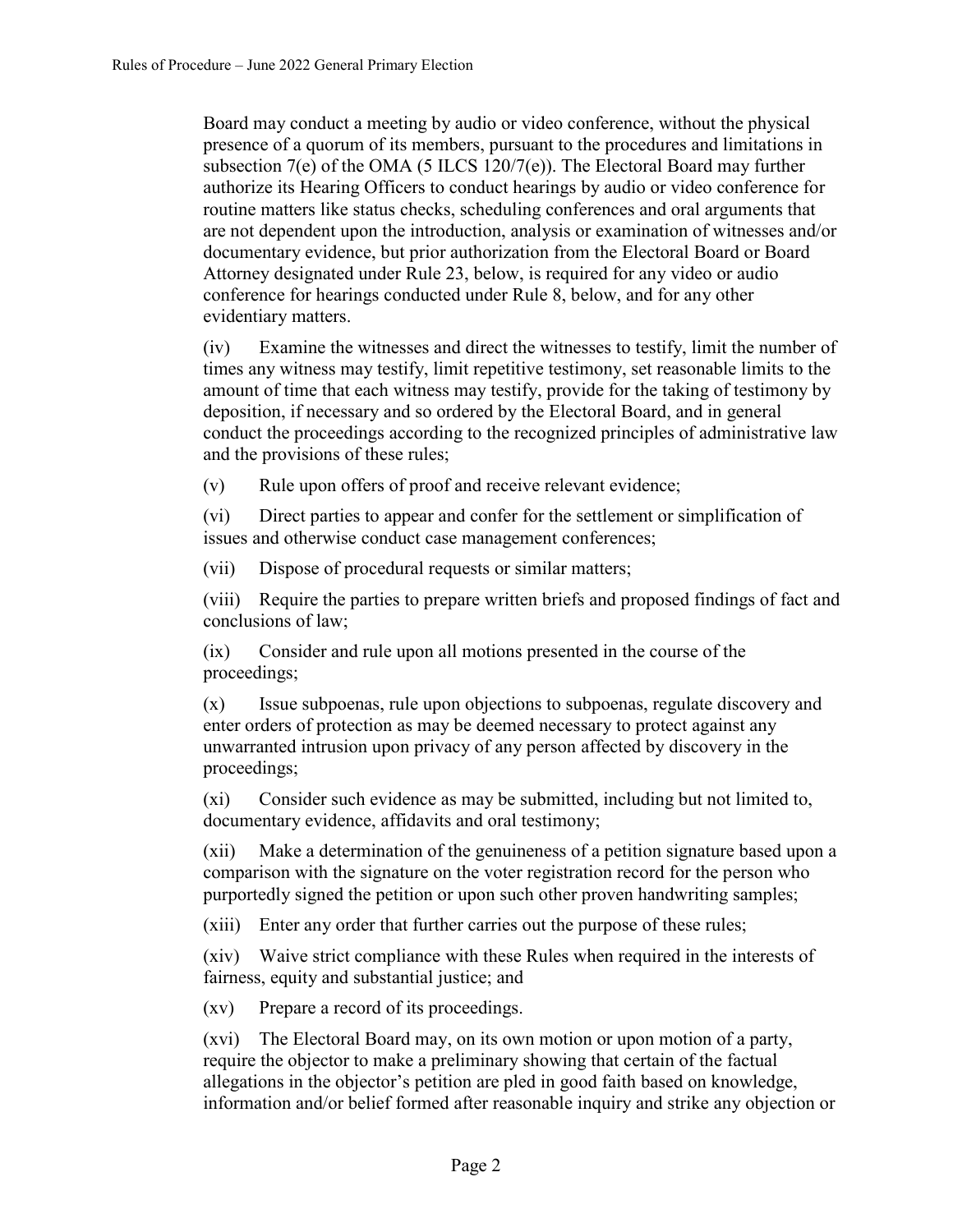Board may conduct a meeting by audio or video conference, without the physical presence of a quorum of its members, pursuant to the procedures and limitations in subsection 7(e) of the OMA (5 ILCS 120/7(e)). The Electoral Board may further authorize its Hearing Officers to conduct hearings by audio or video conference for routine matters like status checks, scheduling conferences and oral arguments that are not dependent upon the introduction, analysis or examination of witnesses and/or documentary evidence, but prior authorization from the Electoral Board or Board Attorney designated under Rule 23, below, is required for any video or audio conference for hearings conducted under Rule 8, below, and for any other evidentiary matters.

(iv) Examine the witnesses and direct the witnesses to testify, limit the number of times any witness may testify, limit repetitive testimony, set reasonable limits to the amount of time that each witness may testify, provide for the taking of testimony by deposition, if necessary and so ordered by the Electoral Board, and in general conduct the proceedings according to the recognized principles of administrative law and the provisions of these rules;

(v) Rule upon offers of proof and receive relevant evidence;

(vi) Direct parties to appear and confer for the settlement or simplification of issues and otherwise conduct case management conferences;

(vii) Dispose of procedural requests or similar matters;

(viii) Require the parties to prepare written briefs and proposed findings of fact and conclusions of law;

(ix) Consider and rule upon all motions presented in the course of the proceedings;

(x) Issue subpoenas, rule upon objections to subpoenas, regulate discovery and enter orders of protection as may be deemed necessary to protect against any unwarranted intrusion upon privacy of any person affected by discovery in the proceedings;

(xi) Consider such evidence as may be submitted, including but not limited to, documentary evidence, affidavits and oral testimony;

(xii) Make a determination of the genuineness of a petition signature based upon a comparison with the signature on the voter registration record for the person who purportedly signed the petition or upon such other proven handwriting samples;

(xiii) Enter any order that further carries out the purpose of these rules;

(xiv) Waive strict compliance with these Rules when required in the interests of fairness, equity and substantial justice; and

(xv) Prepare a record of its proceedings.

(xvi) The Electoral Board may, on its own motion or upon motion of a party, require the objector to make a preliminary showing that certain of the factual allegations in the objector's petition are pled in good faith based on knowledge, information and/or belief formed after reasonable inquiry and strike any objection or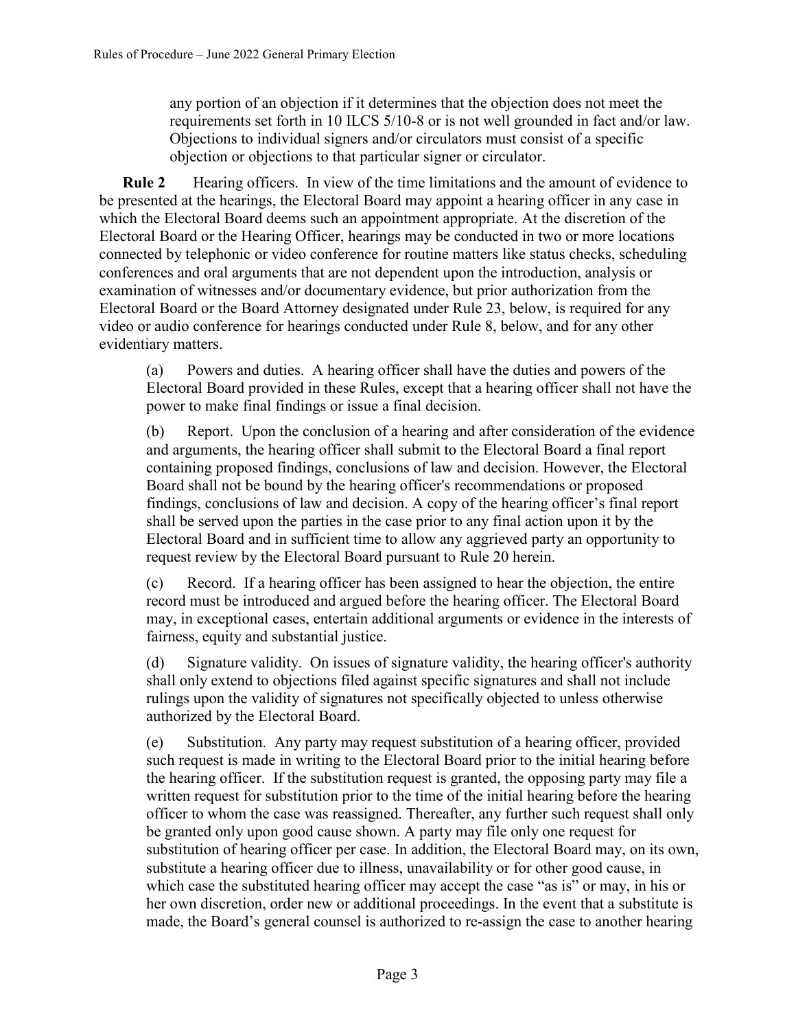any portion of an objection if it determines that the objection does not meet the requirements set forth in 10 ILCS 5/10-8 or is not well grounded in fact and/or law. Objections to individual signers and/or circulators must consist of a specific objection or objections to that particular signer or circulator.

**Rule 2** Hearing officers. In view of the time limitations and the amount of evidence to be presented at the hearings, the Electoral Board may appoint a hearing officer in any case in which the Electoral Board deems such an appointment appropriate. At the discretion of the Electoral Board or the Hearing Officer, hearings may be conducted in two or more locations connected by telephonic or video conference for routine matters like status checks, scheduling conferences and oral arguments that are not dependent upon the introduction, analysis or examination of witnesses and/or documentary evidence, but prior authorization from the Electoral Board or the Board Attorney designated under Rule 23, below, is required for any video or audio conference for hearings conducted under Rule 8, below, and for any other evidentiary matters.

(a) Powers and duties. A hearing officer shall have the duties and powers of the Electoral Board provided in these Rules, except that a hearing officer shall not have the power to make final findings or issue a final decision.

(b) Report. Upon the conclusion of a hearing and after consideration of the evidence and arguments, the hearing officer shall submit to the Electoral Board a final report containing proposed findings, conclusions of law and decision. However, the Electoral Board shall not be bound by the hearing officer's recommendations or proposed findings, conclusions of law and decision. A copy of the hearing officer's final report shall be served upon the parties in the case prior to any final action upon it by the Electoral Board and in sufficient time to allow any aggrieved party an opportunity to request review by the Electoral Board pursuant to Rule 20 herein.

(c) Record. If a hearing officer has been assigned to hear the objection, the entire record must be introduced and argued before the hearing officer. The Electoral Board may, in exceptional cases, entertain additional arguments or evidence in the interests of fairness, equity and substantial justice.

(d) Signature validity. On issues of signature validity, the hearing officer's authority shall only extend to objections filed against specific signatures and shall not include rulings upon the validity of signatures not specifically objected to unless otherwise authorized by the Electoral Board.

(e) Substitution. Any party may request substitution of a hearing officer, provided such request is made in writing to the Electoral Board prior to the initial hearing before the hearing officer. If the substitution request is granted, the opposing party may file a written request for substitution prior to the time of the initial hearing before the hearing officer to whom the case was reassigned. Thereafter, any further such request shall only be granted only upon good cause shown. A party may file only one request for substitution of hearing officer per case. In addition, the Electoral Board may, on its own, substitute a hearing officer due to illness, unavailability or for other good cause, in which case the substituted hearing officer may accept the case "as is" or may, in his or her own discretion, order new or additional proceedings. In the event that a substitute is made, the Board's general counsel is authorized to re-assign the case to another hearing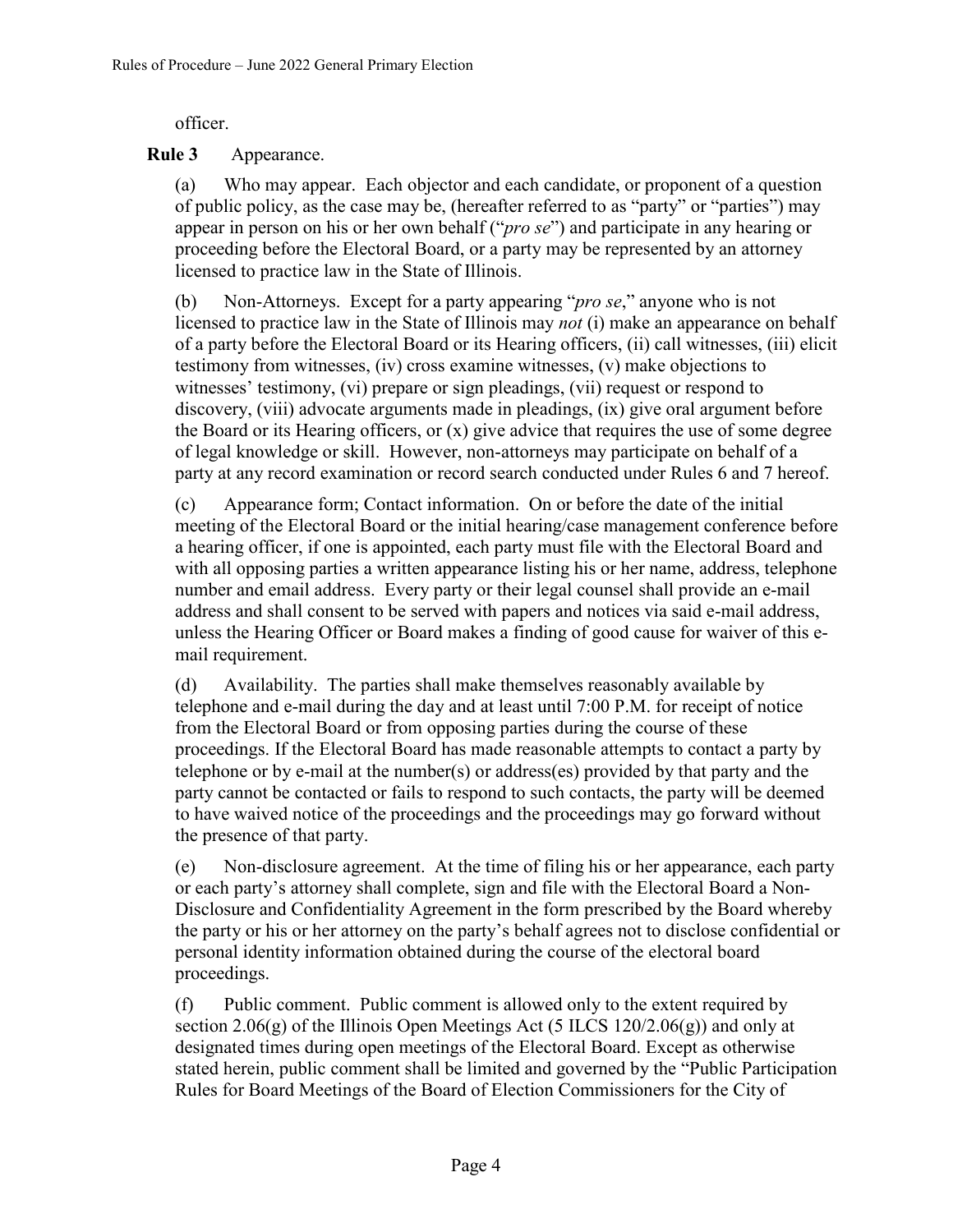officer.

**Rule 3** Appearance.

(a) Who may appear. Each objector and each candidate, or proponent of a question of public policy, as the case may be, (hereafter referred to as "party" or "parties") may appear in person on his or her own behalf ("*pro se*") and participate in any hearing or proceeding before the Electoral Board, or a party may be represented by an attorney licensed to practice law in the State of Illinois.

(b) Non-Attorneys. Except for a party appearing "*pro se*," anyone who is not licensed to practice law in the State of Illinois may *not* (i) make an appearance on behalf of a party before the Electoral Board or its Hearing officers, (ii) call witnesses, (iii) elicit testimony from witnesses, (iv) cross examine witnesses, (v) make objections to witnesses' testimony, (vi) prepare or sign pleadings, (vii) request or respond to discovery, (viii) advocate arguments made in pleadings, (ix) give oral argument before the Board or its Hearing officers, or (x) give advice that requires the use of some degree of legal knowledge or skill. However, non-attorneys may participate on behalf of a party at any record examination or record search conducted under Rules 6 and 7 hereof.

(c) Appearance form; Contact information. On or before the date of the initial meeting of the Electoral Board or the initial hearing/case management conference before a hearing officer, if one is appointed, each party must file with the Electoral Board and with all opposing parties a written appearance listing his or her name, address, telephone number and email address. Every party or their legal counsel shall provide an e-mail address and shall consent to be served with papers and notices via said e-mail address, unless the Hearing Officer or Board makes a finding of good cause for waiver of this e-mail requirement.

(d) Availability. The parties shall make themselves reasonably available by telephone and e-mail during the day and at least until 7:00 P.M. for receipt of notice from the Electoral Board or from opposing parties during the course of these proceedings. If the Electoral Board has made reasonable attempts to contact a party by telephone or by e-mail at the number(s) or address(es) provided by that party and the party cannot be contacted or fails to respond to such contacts, the party will be deemed to have waived notice of the proceedings and the proceedings may go forward without the presence of that party.

(e) Non-disclosure agreement. At the time of filing his or her appearance, each party or each party's attorney shall complete, sign and file with the Electoral Board a Non-Disclosure and Confidentiality Agreement in the form prescribed by the Board whereby the party or his or her attorney on the party's behalf agrees not to disclose confidential or personal identity information obtained during the course of the electoral board proceedings.

(f) Public comment. Public comment is allowed only to the extent required by section 2.06(g) of the Illinois Open Meetings Act (5 ILCS 120/2.06(g)) and only at designated times during open meetings of the Electoral Board. Except as otherwise stated herein, public comment shall be limited and governed by the "Public Participation Rules for Board Meetings of the Board of Election Commissioners for the City of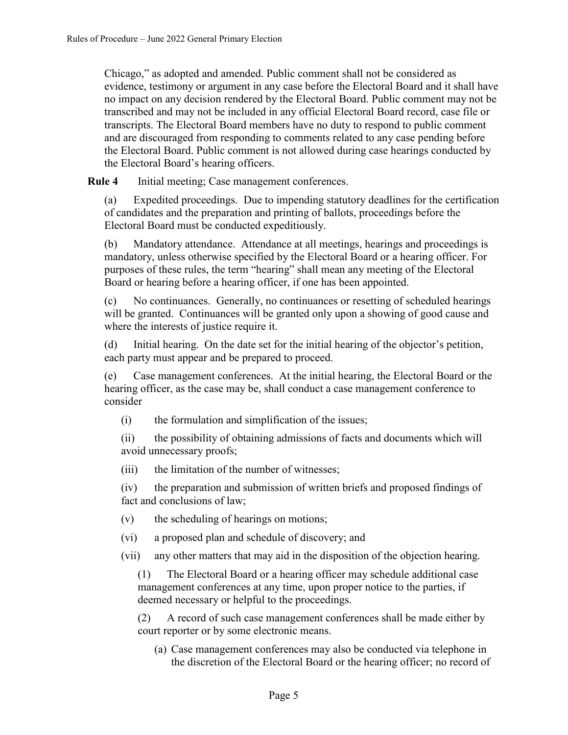Chicago," as adopted and amended. Public comment shall not be considered as evidence, testimony or argument in any case before the Electoral Board and it shall have no impact on any decision rendered by the Electoral Board. Public comment may not be transcribed and may not be included in any official Electoral Board record, case file or transcripts. The Electoral Board members have no duty to respond to public comment and are discouraged from responding to comments related to any case pending before the Electoral Board. Public comment is not allowed during case hearings conducted by the Electoral Board's hearing officers.

**Rule 4** Initial meeting; Case management conferences.

(a) Expedited proceedings. Due to impending statutory deadlines for the certification of candidates and the preparation and printing of ballots, proceedings before the Electoral Board must be conducted expeditiously.

(b) Mandatory attendance. Attendance at all meetings, hearings and proceedings is mandatory, unless otherwise specified by the Electoral Board or a hearing officer. For purposes of these rules, the term "hearing" shall mean any meeting of the Electoral Board or hearing before a hearing officer, if one has been appointed.

(c) No continuances. Generally, no continuances or resetting of scheduled hearings will be granted. Continuances will be granted only upon a showing of good cause and where the interests of justice require it.

(d) Initial hearing. On the date set for the initial hearing of the objector's petition, each party must appear and be prepared to proceed.

(e) Case management conferences. At the initial hearing, the Electoral Board or the hearing officer, as the case may be, shall conduct a case management conference to consider

(i) the formulation and simplification of the issues;

(ii) the possibility of obtaining admissions of facts and documents which will avoid unnecessary proofs;

(iii) the limitation of the number of witnesses;

(iv) the preparation and submission of written briefs and proposed findings of fact and conclusions of law;

(v) the scheduling of hearings on motions;

(vi) a proposed plan and schedule of discovery; and

(vii) any other matters that may aid in the disposition of the objection hearing.

(1) The Electoral Board or a hearing officer may schedule additional case management conferences at any time, upon proper notice to the parties, if deemed necessary or helpful to the proceedings.

(2) A record of such case management conferences shall be made either by court reporter or by some electronic means.

(a) Case management conferences may also be conducted via telephone in the discretion of the Electoral Board or the hearing officer; no record of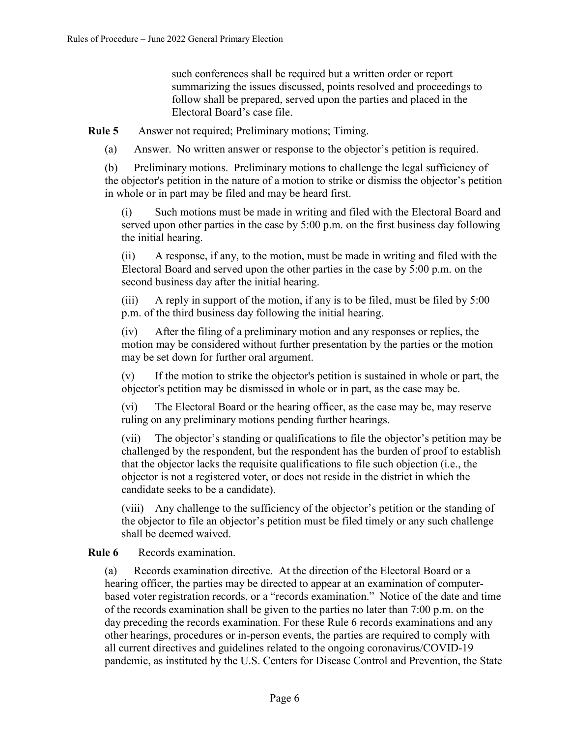such conferences shall be required but a written order or report summarizing the issues discussed, points resolved and proceedings to follow shall be prepared, served upon the parties and placed in the Electoral Board's case file.

**Rule 5** Answer not required; Preliminary motions; Timing.

(a) Answer. No written answer or response to the objector's petition is required.

(b) Preliminary motions. Preliminary motions to challenge the legal sufficiency of the objector's petition in the nature of a motion to strike or dismiss the objector's petition in whole or in part may be filed and may be heard first.

(i) Such motions must be made in writing and filed with the Electoral Board and served upon other parties in the case by 5:00 p.m. on the first business day following the initial hearing.

(ii) A response, if any, to the motion, must be made in writing and filed with the Electoral Board and served upon the other parties in the case by 5:00 p.m. on the second business day after the initial hearing.

(iii) A reply in support of the motion, if any is to be filed, must be filed by 5:00 p.m. of the third business day following the initial hearing.

(iv) After the filing of a preliminary motion and any responses or replies, the motion may be considered without further presentation by the parties or the motion may be set down for further oral argument.

(v) If the motion to strike the objector's petition is sustained in whole or part, the objector's petition may be dismissed in whole or in part, as the case may be.

(vi) The Electoral Board or the hearing officer, as the case may be, may reserve ruling on any preliminary motions pending further hearings.

(vii) The objector's standing or qualifications to file the objector's petition may be challenged by the respondent, but the respondent has the burden of proof to establish that the objector lacks the requisite qualifications to file such objection (i.e., the objector is not a registered voter, or does not reside in the district in which the candidate seeks to be a candidate).

(viii) Any challenge to the sufficiency of the objector's petition or the standing of the objector to file an objector's petition must be filed timely or any such challenge shall be deemed waived.

**Rule 6** Records examination.

(a) Records examination directive. At the direction of the Electoral Board or a hearing officer, the parties may be directed to appear at an examination of computer-based voter registration records, or a "records examination." Notice of the date and time of the records examination shall be given to the parties no later than 7:00 p.m. on the day preceding the records examination. For these Rule 6 records examinations and any other hearings, procedures or in-person events, the parties are required to comply with all current directives and guidelines related to the ongoing coronavirus/COVID-19 pandemic, as instituted by the U.S. Centers for Disease Control and Prevention, the State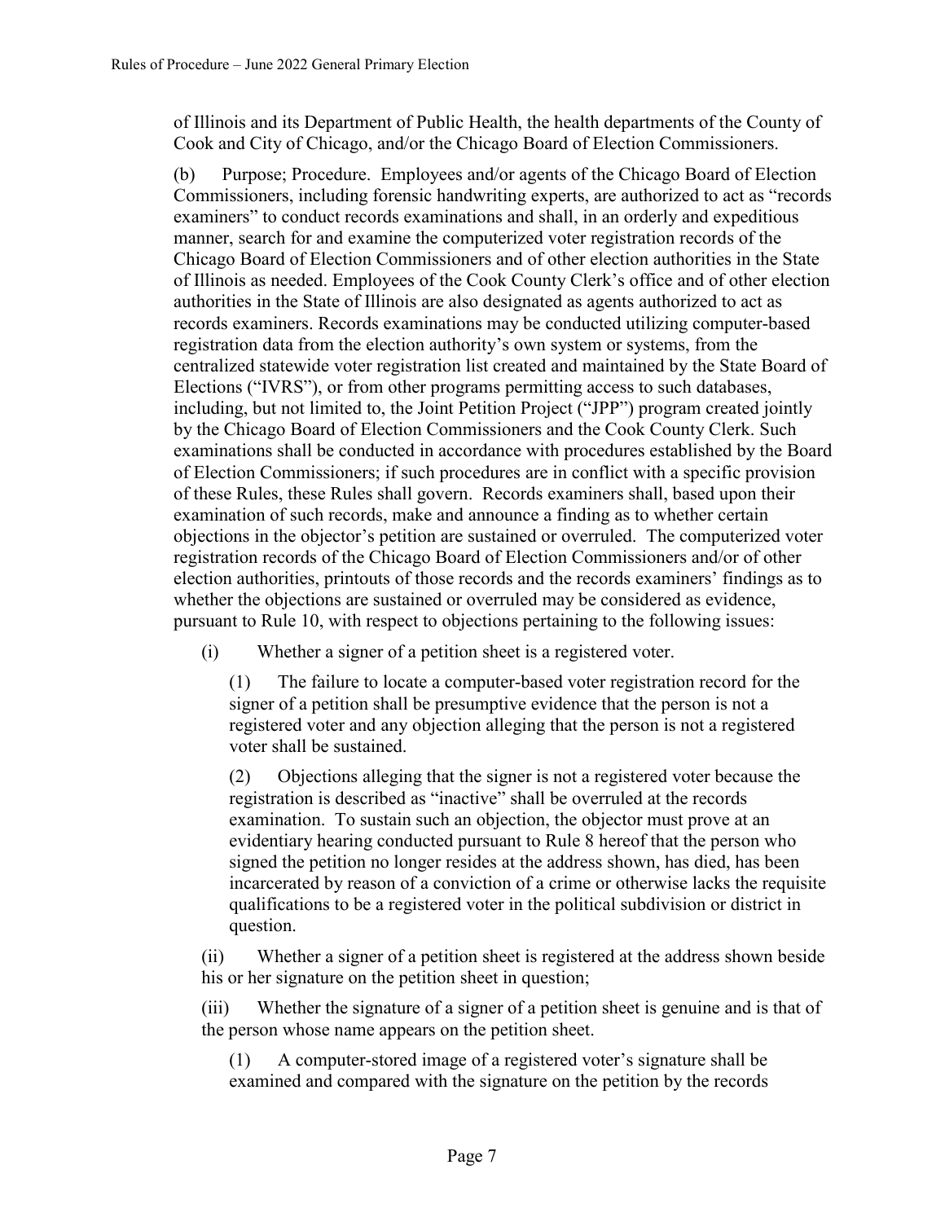of Illinois and its Department of Public Health, the health departments of the County of Cook and City of Chicago, and/or the Chicago Board of Election Commissioners.

(b) Purpose; Procedure. Employees and/or agents of the Chicago Board of Election Commissioners, including forensic handwriting experts, are authorized to act as "records examiners" to conduct records examinations and shall, in an orderly and expeditious manner, search for and examine the computerized voter registration records of the Chicago Board of Election Commissioners and of other election authorities in the State of Illinois as needed. Employees of the Cook County Clerk's office and of other election authorities in the State of Illinois are also designated as agents authorized to act as records examiners. Records examinations may be conducted utilizing computer-based registration data from the election authority's own system or systems, from the centralized statewide voter registration list created and maintained by the State Board of Elections ("IVRS"), or from other programs permitting access to such databases, including, but not limited to, the Joint Petition Project ("JPP") program created jointly by the Chicago Board of Election Commissioners and the Cook County Clerk. Such examinations shall be conducted in accordance with procedures established by the Board of Election Commissioners; if such procedures are in conflict with a specific provision of these Rules, these Rules shall govern. Records examiners shall, based upon their examination of such records, make and announce a finding as to whether certain objections in the objector's petition are sustained or overruled. The computerized voter registration records of the Chicago Board of Election Commissioners and/or of other election authorities, printouts of those records and the records examiners' findings as to whether the objections are sustained or overruled may be considered as evidence, pursuant to Rule 10, with respect to objections pertaining to the following issues:

(i) Whether a signer of a petition sheet is a registered voter.

(1) The failure to locate a computer-based voter registration record for the signer of a petition shall be presumptive evidence that the person is not a registered voter and any objection alleging that the person is not a registered voter shall be sustained.

(2) Objections alleging that the signer is not a registered voter because the registration is described as "inactive" shall be overruled at the records examination. To sustain such an objection, the objector must prove at an evidentiary hearing conducted pursuant to Rule 8 hereof that the person who signed the petition no longer resides at the address shown, has died, has been incarcerated by reason of a conviction of a crime or otherwise lacks the requisite qualifications to be a registered voter in the political subdivision or district in question.

(ii) Whether a signer of a petition sheet is registered at the address shown beside his or her signature on the petition sheet in question;

(iii) Whether the signature of a signer of a petition sheet is genuine and is that of the person whose name appears on the petition sheet.

(1) A computer-stored image of a registered voter's signature shall be examined and compared with the signature on the petition by the records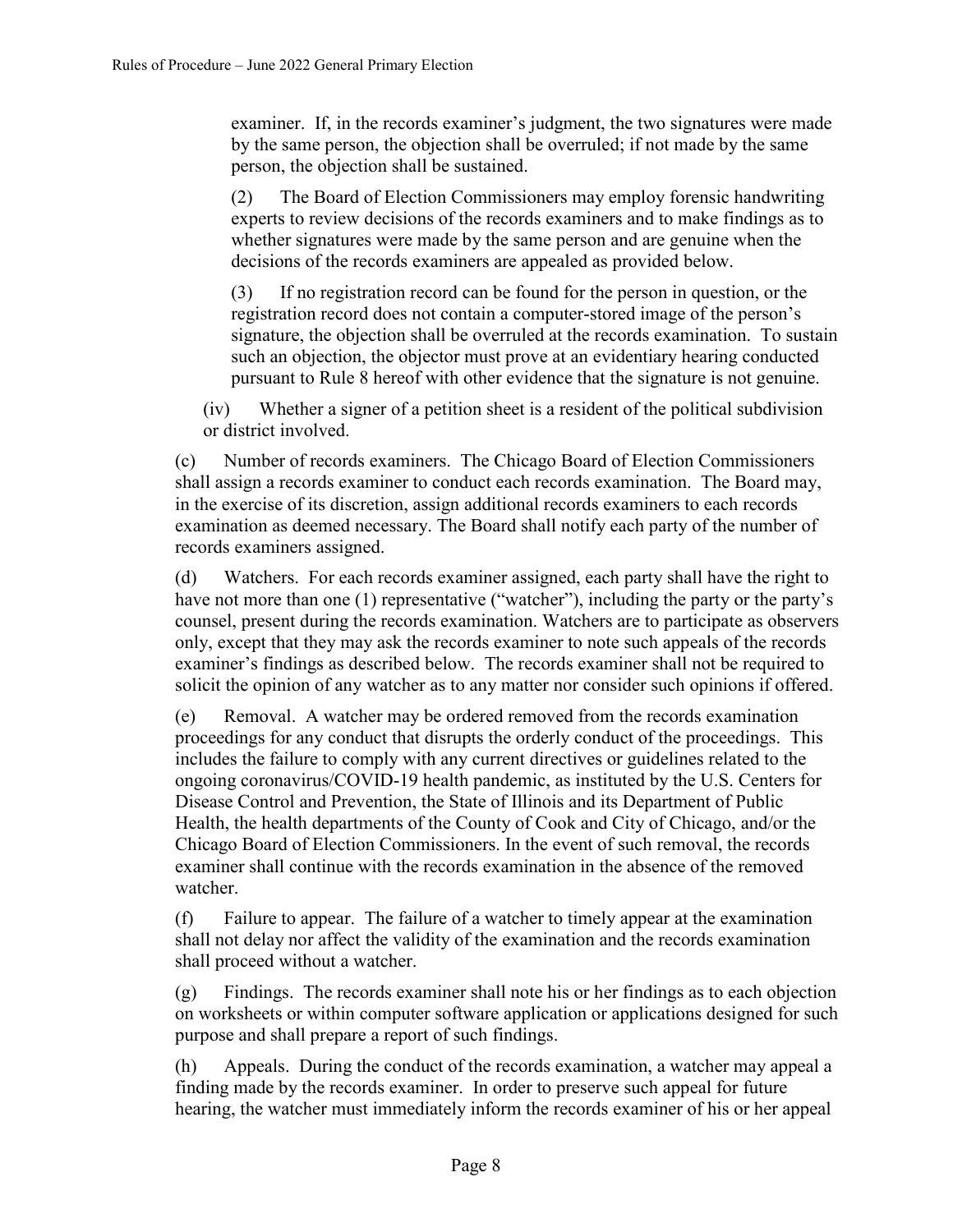examiner. If, in the records examiner's judgment, the two signatures were made by the same person, the objection shall be overruled; if not made by the same person, the objection shall be sustained.

(2) The Board of Election Commissioners may employ forensic handwriting experts to review decisions of the records examiners and to make findings as to whether signatures were made by the same person and are genuine when the decisions of the records examiners are appealed as provided below.

(3) If no registration record can be found for the person in question, or the registration record does not contain a computer-stored image of the person's signature, the objection shall be overruled at the records examination. To sustain such an objection, the objector must prove at an evidentiary hearing conducted pursuant to Rule 8 hereof with other evidence that the signature is not genuine.

(iv) Whether a signer of a petition sheet is a resident of the political subdivision or district involved.

(c) Number of records examiners. The Chicago Board of Election Commissioners shall assign a records examiner to conduct each records examination. The Board may, in the exercise of its discretion, assign additional records examiners to each records examination as deemed necessary. The Board shall notify each party of the number of records examiners assigned.

(d) Watchers. For each records examiner assigned, each party shall have the right to have not more than one (1) representative ("watcher"), including the party or the party's counsel, present during the records examination. Watchers are to participate as observers only, except that they may ask the records examiner to note such appeals of the records examiner's findings as described below. The records examiner shall not be required to solicit the opinion of any watcher as to any matter nor consider such opinions if offered.

(e) Removal. A watcher may be ordered removed from the records examination proceedings for any conduct that disrupts the orderly conduct of the proceedings. This includes the failure to comply with any current directives or guidelines related to the ongoing coronavirus/COVID-19 health pandemic, as instituted by the U.S. Centers for Disease Control and Prevention, the State of Illinois and its Department of Public Health, the health departments of the County of Cook and City of Chicago, and/or the Chicago Board of Election Commissioners. In the event of such removal, the records examiner shall continue with the records examination in the absence of the removed watcher.

(f) Failure to appear. The failure of a watcher to timely appear at the examination shall not delay nor affect the validity of the examination and the records examination shall proceed without a watcher.

(g) Findings. The records examiner shall note his or her findings as to each objection on worksheets or within computer software application or applications designed for such purpose and shall prepare a report of such findings.

(h) Appeals. During the conduct of the records examination, a watcher may appeal a finding made by the records examiner. In order to preserve such appeal for future hearing, the watcher must immediately inform the records examiner of his or her appeal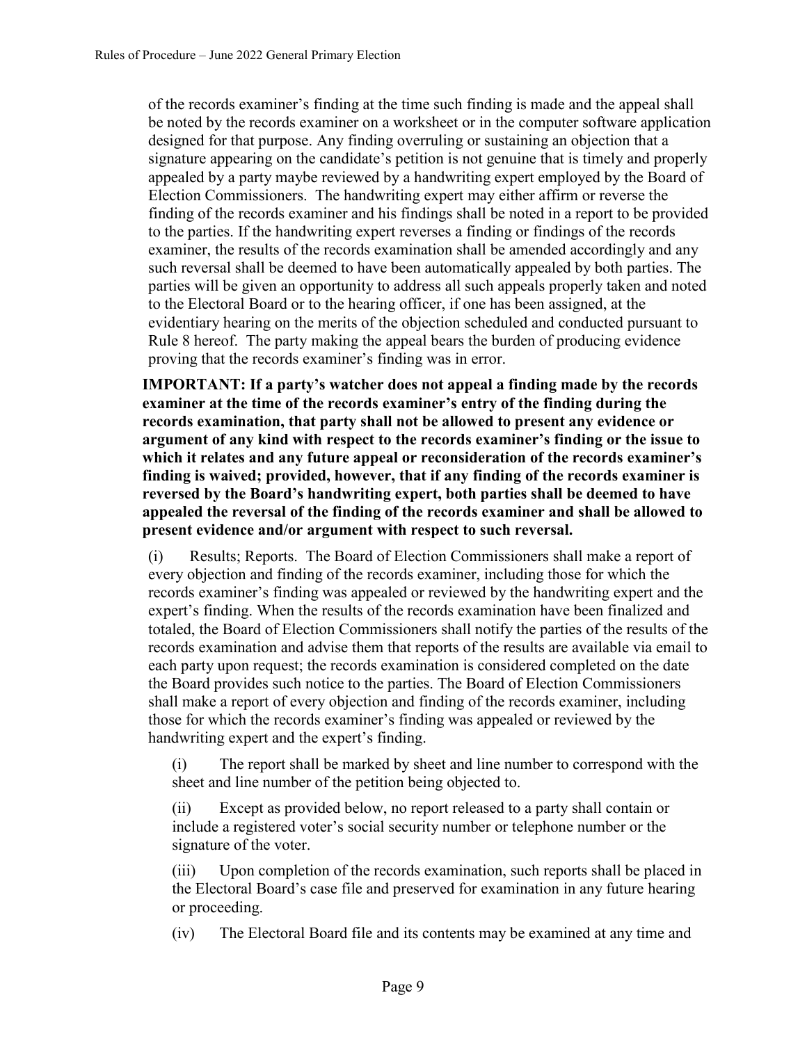of the records examiner's finding at the time such finding is made and the appeal shall be noted by the records examiner on a worksheet or in the computer software application designed for that purpose. Any finding overruling or sustaining an objection that a signature appearing on the candidate's petition is not genuine that is timely and properly appealed by a party maybe reviewed by a handwriting expert employed by the Board of Election Commissioners. The handwriting expert may either affirm or reverse the finding of the records examiner and his findings shall be noted in a report to be provided to the parties. If the handwriting expert reverses a finding or findings of the records examiner, the results of the records examination shall be amended accordingly and any such reversal shall be deemed to have been automatically appealed by both parties. The parties will be given an opportunity to address all such appeals properly taken and noted to the Electoral Board or to the hearing officer, if one has been assigned, at the evidentiary hearing on the merits of the objection scheduled and conducted pursuant to Rule 8 hereof. The party making the appeal bears the burden of producing evidence proving that the records examiner's finding was in error.

**IMPORTANT: If a party's watcher does not appeal a finding made by the records examiner at the time of the records examiner's entry of the finding during the records examination, that party shall not be allowed to present any evidence or argument of any kind with respect to the records examiner's finding or the issue to which it relates and any future appeal or reconsideration of the records examiner's finding is waived; provided, however, that if any finding of the records examiner is reversed by the Board's handwriting expert, both parties shall be deemed to have appealed the reversal of the finding of the records examiner and shall be allowed to present evidence and/or argument with respect to such reversal.**

(i) Results; Reports. The Board of Election Commissioners shall make a report of every objection and finding of the records examiner, including those for which the records examiner's finding was appealed or reviewed by the handwriting expert and the expert's finding. When the results of the records examination have been finalized and totaled, the Board of Election Commissioners shall notify the parties of the results of the records examination and advise them that reports of the results are available via email to each party upon request; the records examination is considered completed on the date the Board provides such notice to the parties. The Board of Election Commissioners shall make a report of every objection and finding of the records examiner, including those for which the records examiner's finding was appealed or reviewed by the handwriting expert and the expert's finding.

(i) The report shall be marked by sheet and line number to correspond with the sheet and line number of the petition being objected to.

(ii) Except as provided below, no report released to a party shall contain or include a registered voter's social security number or telephone number or the signature of the voter.

(iii) Upon completion of the records examination, such reports shall be placed in the Electoral Board's case file and preserved for examination in any future hearing or proceeding.

(iv) The Electoral Board file and its contents may be examined at any time and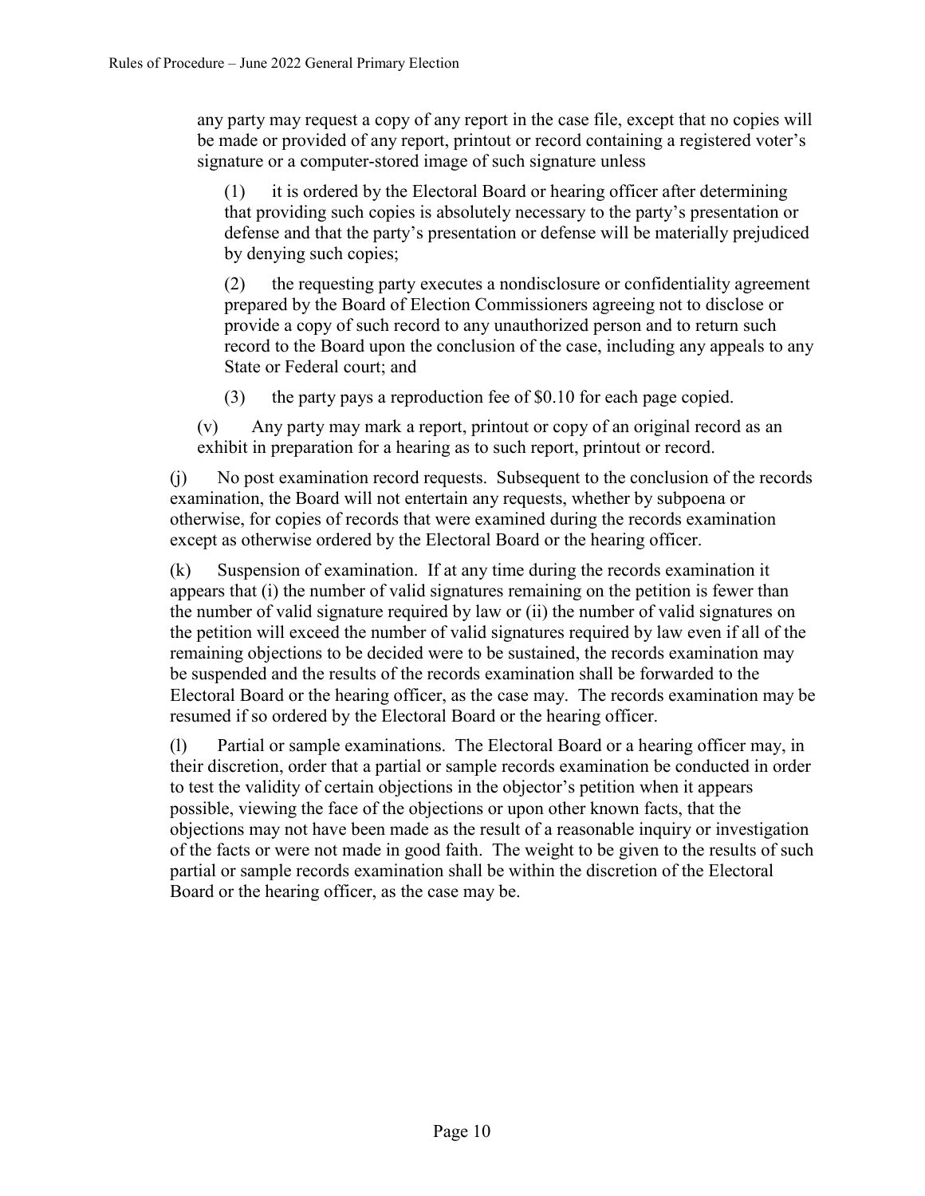any party may request a copy of any report in the case file, except that no copies will be made or provided of any report, printout or record containing a registered voter's signature or a computer-stored image of such signature unless

(1) it is ordered by the Electoral Board or hearing officer after determining that providing such copies is absolutely necessary to the party's presentation or defense and that the party's presentation or defense will be materially prejudiced by denying such copies;

(2) the requesting party executes a nondisclosure or confidentiality agreement prepared by the Board of Election Commissioners agreeing not to disclose or provide a copy of such record to any unauthorized person and to return such record to the Board upon the conclusion of the case, including any appeals to any State or Federal court; and

(3) the party pays a reproduction fee of $0.10 for each page copied.

(v) Any party may mark a report, printout or copy of an original record as an exhibit in preparation for a hearing as to such report, printout or record.

(j) No post examination record requests. Subsequent to the conclusion of the records examination, the Board will not entertain any requests, whether by subpoena or otherwise, for copies of records that were examined during the records examination except as otherwise ordered by the Electoral Board or the hearing officer.

(k) Suspension of examination. If at any time during the records examination it appears that (i) the number of valid signatures remaining on the petition is fewer than the number of valid signature required by law or (ii) the number of valid signatures on the petition will exceed the number of valid signatures required by law even if all of the remaining objections to be decided were to be sustained, the records examination may be suspended and the results of the records examination shall be forwarded to the Electoral Board or the hearing officer, as the case may. The records examination may be resumed if so ordered by the Electoral Board or the hearing officer.

(l) Partial or sample examinations. The Electoral Board or a hearing officer may, in their discretion, order that a partial or sample records examination be conducted in order to test the validity of certain objections in the objector's petition when it appears possible, viewing the face of the objections or upon other known facts, that the objections may not have been made as the result of a reasonable inquiry or investigation of the facts or were not made in good faith. The weight to be given to the results of such partial or sample records examination shall be within the discretion of the Electoral Board or the hearing officer, as the case may be.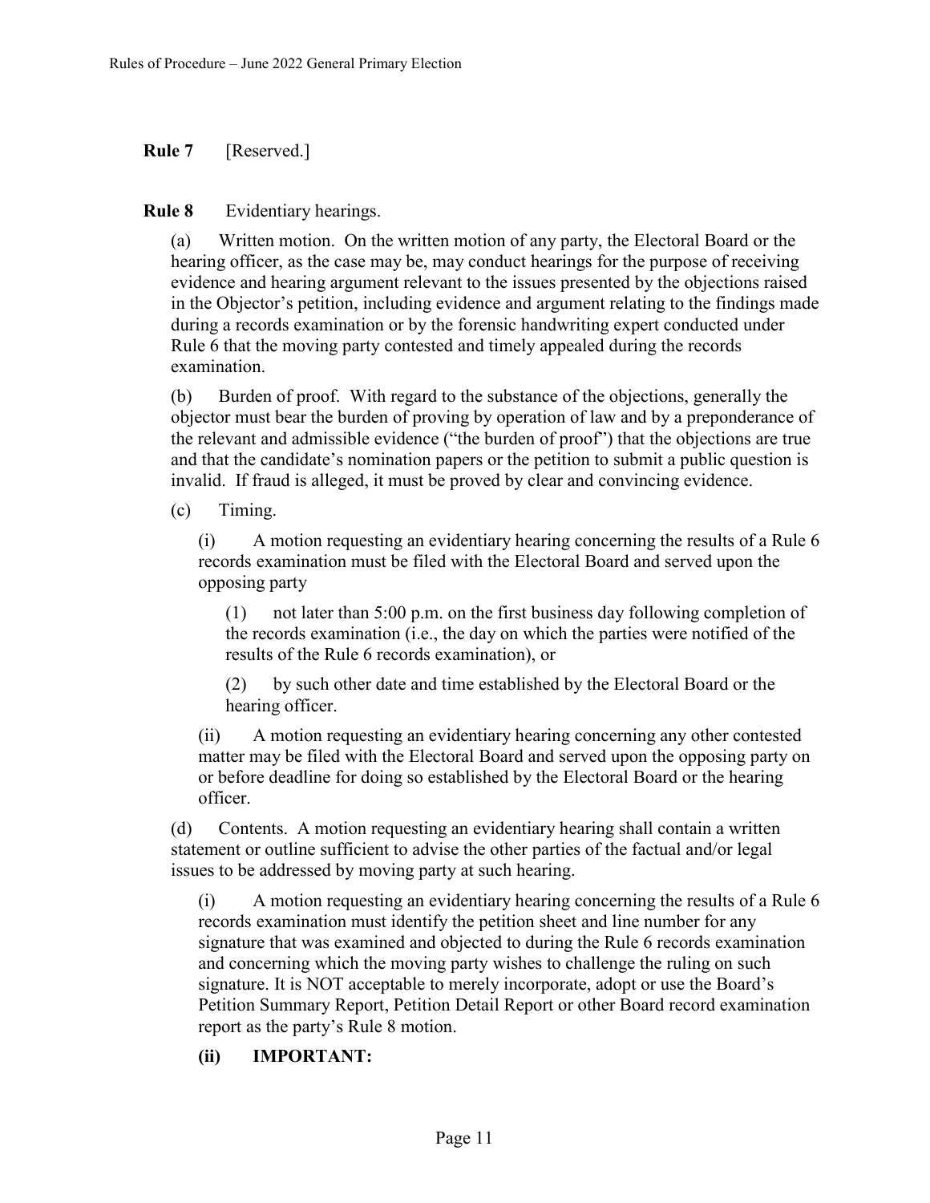**Rule 7** [Reserved.]

**Rule 8** Evidentiary hearings.

(a) Written motion. On the written motion of any party, the Electoral Board or the hearing officer, as the case may be, may conduct hearings for the purpose of receiving evidence and hearing argument relevant to the issues presented by the objections raised in the Objector's petition, including evidence and argument relating to the findings made during a records examination or by the forensic handwriting expert conducted under Rule 6 that the moving party contested and timely appealed during the records examination.

(b) Burden of proof. With regard to the substance of the objections, generally the objector must bear the burden of proving by operation of law and by a preponderance of the relevant and admissible evidence ("the burden of proof") that the objections are true and that the candidate's nomination papers or the petition to submit a public question is invalid. If fraud is alleged, it must be proved by clear and convincing evidence.

(c) Timing.

(i) A motion requesting an evidentiary hearing concerning the results of a Rule 6 records examination must be filed with the Electoral Board and served upon the opposing party

(1) not later than 5:00 p.m. on the first business day following completion of the records examination (i.e., the day on which the parties were notified of the results of the Rule 6 records examination), or

(2) by such other date and time established by the Electoral Board or the hearing officer.

(ii) A motion requesting an evidentiary hearing concerning any other contested matter may be filed with the Electoral Board and served upon the opposing party on or before deadline for doing so established by the Electoral Board or the hearing officer.

(d) Contents. A motion requesting an evidentiary hearing shall contain a written statement or outline sufficient to advise the other parties of the factual and/or legal issues to be addressed by moving party at such hearing.

(i) A motion requesting an evidentiary hearing concerning the results of a Rule 6 records examination must identify the petition sheet and line number for any signature that was examined and objected to during the Rule 6 records examination and concerning which the moving party wishes to challenge the ruling on such signature. It is NOT acceptable to merely incorporate, adopt or use the Board's Petition Summary Report, Petition Detail Report or other Board record examination report as the party's Rule 8 motion.

**(ii) IMPORTANT:**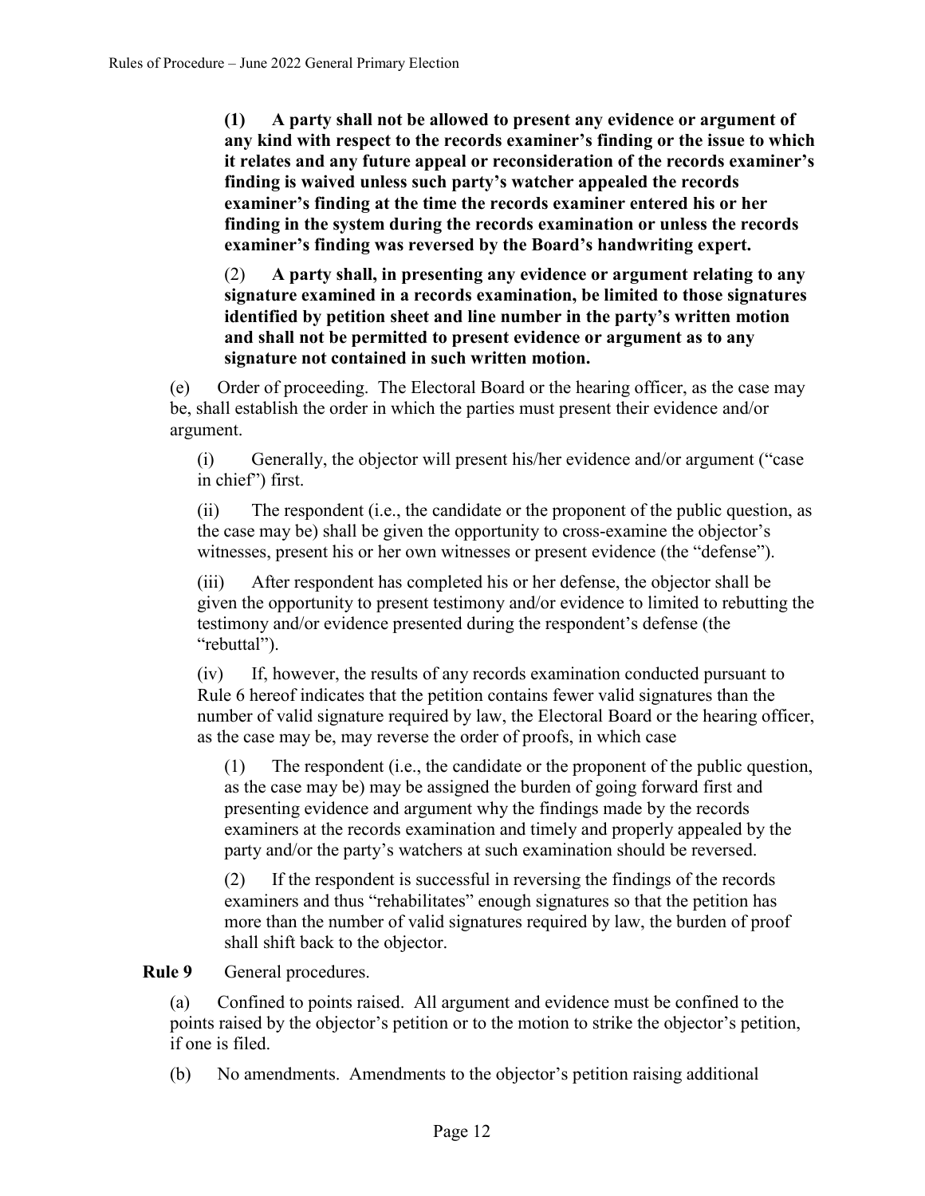**(1) A party shall not be allowed to present any evidence or argument of any kind with respect to the records examiner's finding or the issue to which it relates and any future appeal or reconsideration of the records examiner's finding is waived unless such party's watcher appealed the records examiner's finding at the time the records examiner entered his or her finding in the system during the records examination or unless the records examiner's finding was reversed by the Board's handwriting expert.**

(2) **A party shall, in presenting any evidence or argument relating to any signature examined in a records examination, be limited to those signatures identified by petition sheet and line number in the party's written motion and shall not be permitted to present evidence or argument as to any signature not contained in such written motion.**

(e) Order of proceeding. The Electoral Board or the hearing officer, as the case may be, shall establish the order in which the parties must present their evidence and/or argument.

(i) Generally, the objector will present his/her evidence and/or argument ("case in chief") first.

(ii) The respondent (i.e., the candidate or the proponent of the public question, as the case may be) shall be given the opportunity to cross-examine the objector's witnesses, present his or her own witnesses or present evidence (the "defense").

(iii) After respondent has completed his or her defense, the objector shall be given the opportunity to present testimony and/or evidence to limited to rebutting the testimony and/or evidence presented during the respondent's defense (the "rebuttal").

(iv) If, however, the results of any records examination conducted pursuant to Rule 6 hereof indicates that the petition contains fewer valid signatures than the number of valid signature required by law, the Electoral Board or the hearing officer, as the case may be, may reverse the order of proofs, in which case

(1) The respondent (i.e., the candidate or the proponent of the public question, as the case may be) may be assigned the burden of going forward first and presenting evidence and argument why the findings made by the records examiners at the records examination and timely and properly appealed by the party and/or the party's watchers at such examination should be reversed.

(2) If the respondent is successful in reversing the findings of the records examiners and thus "rehabilitates" enough signatures so that the petition has more than the number of valid signatures required by law, the burden of proof shall shift back to the objector.

**Rule 9** General procedures.

(a) Confined to points raised. All argument and evidence must be confined to the points raised by the objector's petition or to the motion to strike the objector's petition, if one is filed.

(b) No amendments. Amendments to the objector's petition raising additional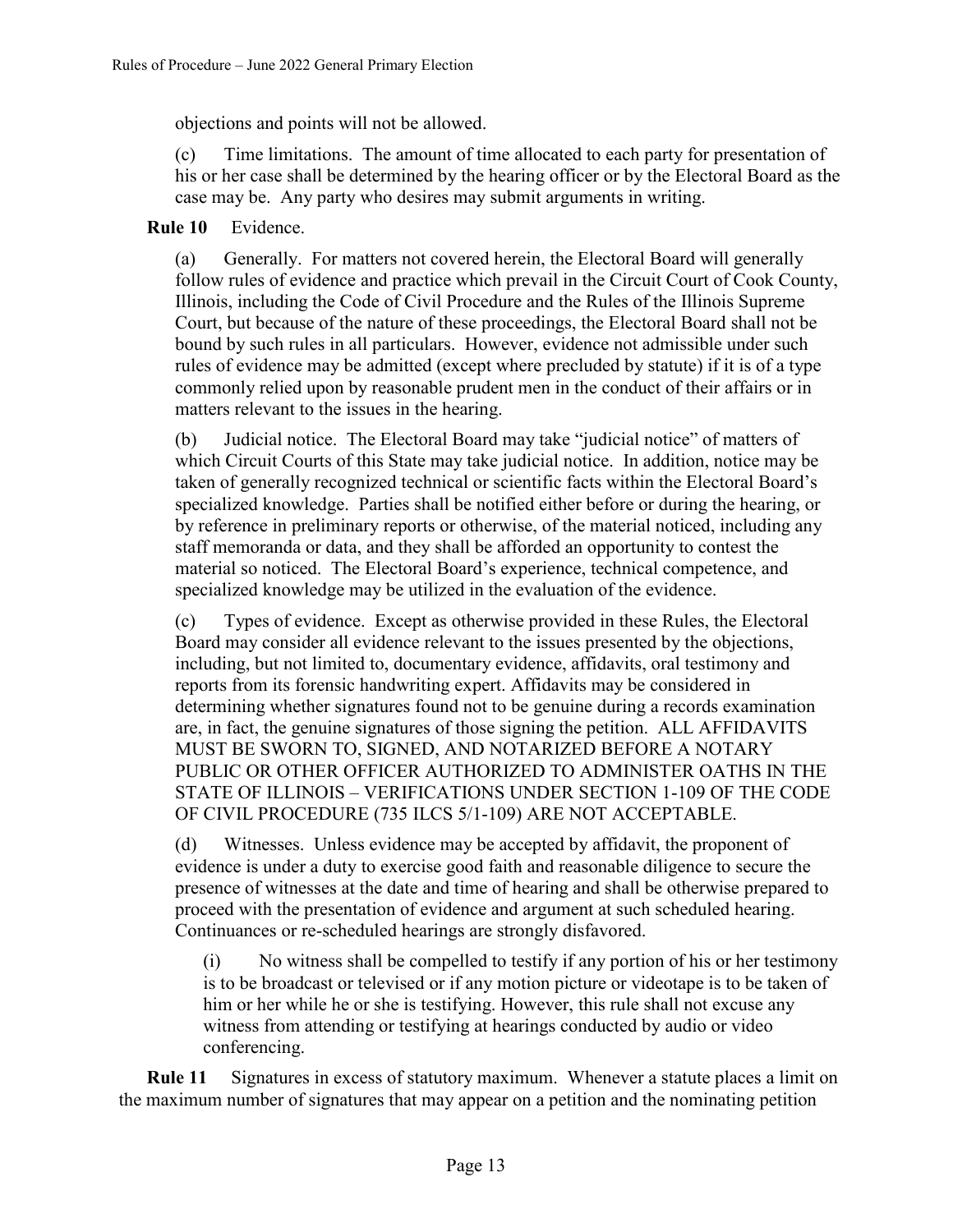objections and points will not be allowed.

(c) Time limitations. The amount of time allocated to each party for presentation of his or her case shall be determined by the hearing officer or by the Electoral Board as the case may be. Any party who desires may submit arguments in writing.

**Rule 10** Evidence.

(a) Generally. For matters not covered herein, the Electoral Board will generally follow rules of evidence and practice which prevail in the Circuit Court of Cook County, Illinois, including the Code of Civil Procedure and the Rules of the Illinois Supreme Court, but because of the nature of these proceedings, the Electoral Board shall not be bound by such rules in all particulars. However, evidence not admissible under such rules of evidence may be admitted (except where precluded by statute) if it is of a type commonly relied upon by reasonable prudent men in the conduct of their affairs or in matters relevant to the issues in the hearing.

(b) Judicial notice. The Electoral Board may take "judicial notice" of matters of which Circuit Courts of this State may take judicial notice. In addition, notice may be taken of generally recognized technical or scientific facts within the Electoral Board's specialized knowledge. Parties shall be notified either before or during the hearing, or by reference in preliminary reports or otherwise, of the material noticed, including any staff memoranda or data, and they shall be afforded an opportunity to contest the material so noticed. The Electoral Board's experience, technical competence, and specialized knowledge may be utilized in the evaluation of the evidence.

(c) Types of evidence. Except as otherwise provided in these Rules, the Electoral Board may consider all evidence relevant to the issues presented by the objections, including, but not limited to, documentary evidence, affidavits, oral testimony and reports from its forensic handwriting expert. Affidavits may be considered in determining whether signatures found not to be genuine during a records examination are, in fact, the genuine signatures of those signing the petition. ALL AFFIDAVITS MUST BE SWORN TO, SIGNED, AND NOTARIZED BEFORE A NOTARY PUBLIC OR OTHER OFFICER AUTHORIZED TO ADMINISTER OATHS IN THE STATE OF ILLINOIS – VERIFICATIONS UNDER SECTION 1-109 OF THE CODE OF CIVIL PROCEDURE (735 ILCS 5/1-109) ARE NOT ACCEPTABLE.

(d) Witnesses. Unless evidence may be accepted by affidavit, the proponent of evidence is under a duty to exercise good faith and reasonable diligence to secure the presence of witnesses at the date and time of hearing and shall be otherwise prepared to proceed with the presentation of evidence and argument at such scheduled hearing. Continuances or re-scheduled hearings are strongly disfavored.

(i) No witness shall be compelled to testify if any portion of his or her testimony is to be broadcast or televised or if any motion picture or videotape is to be taken of him or her while he or she is testifying. However, this rule shall not excuse any witness from attending or testifying at hearings conducted by audio or video conferencing.

**Rule 11** Signatures in excess of statutory maximum. Whenever a statute places a limit on the maximum number of signatures that may appear on a petition and the nominating petition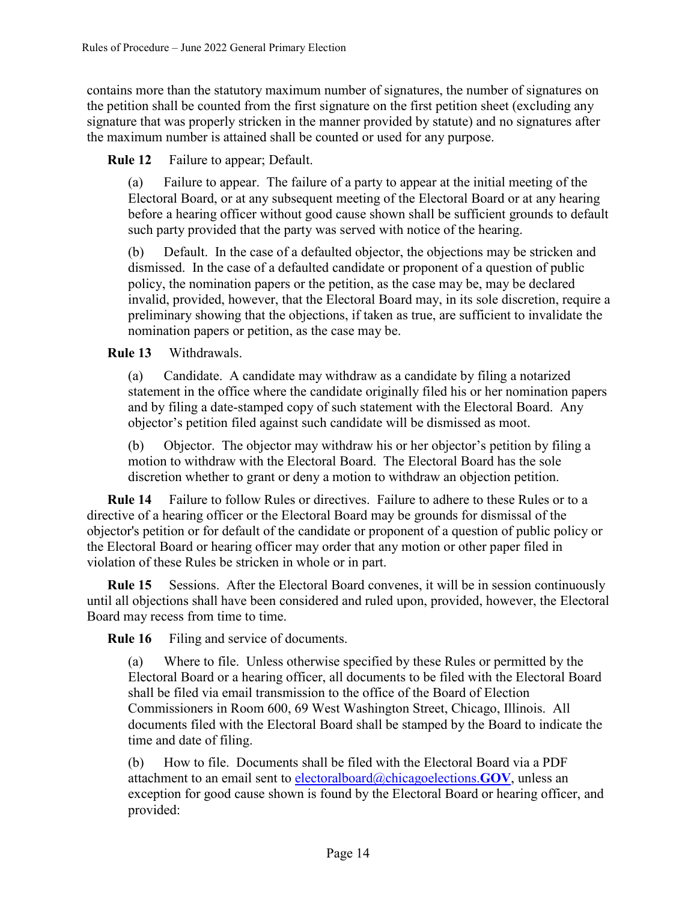contains more than the statutory maximum number of signatures, the number of signatures on the petition shall be counted from the first signature on the first petition sheet (excluding any signature that was properly stricken in the manner provided by statute) and no signatures after the maximum number is attained shall be counted or used for any purpose.

**Rule 12** Failure to appear; Default.

(a) Failure to appear. The failure of a party to appear at the initial meeting of the Electoral Board, or at any subsequent meeting of the Electoral Board or at any hearing before a hearing officer without good cause shown shall be sufficient grounds to default such party provided that the party was served with notice of the hearing.

(b) Default. In the case of a defaulted objector, the objections may be stricken and dismissed. In the case of a defaulted candidate or proponent of a question of public policy, the nomination papers or the petition, as the case may be, may be declared invalid, provided, however, that the Electoral Board may, in its sole discretion, require a preliminary showing that the objections, if taken as true, are sufficient to invalidate the nomination papers or petition, as the case may be.

**Rule 13** Withdrawals.

(a) Candidate. A candidate may withdraw as a candidate by filing a notarized statement in the office where the candidate originally filed his or her nomination papers and by filing a date-stamped copy of such statement with the Electoral Board. Any objector's petition filed against such candidate will be dismissed as moot.

(b) Objector. The objector may withdraw his or her objector's petition by filing a motion to withdraw with the Electoral Board. The Electoral Board has the sole discretion whether to grant or deny a motion to withdraw an objection petition.

**Rule 14** Failure to follow Rules or directives. Failure to adhere to these Rules or to a directive of a hearing officer or the Electoral Board may be grounds for dismissal of the objector's petition or for default of the candidate or proponent of a question of public policy or the Electoral Board or hearing officer may order that any motion or other paper filed in violation of these Rules be stricken in whole or in part.

**Rule 15** Sessions. After the Electoral Board convenes, it will be in session continuously until all objections shall have been considered and ruled upon, provided, however, the Electoral Board may recess from time to time.

**Rule 16** Filing and service of documents.

(a) Where to file. Unless otherwise specified by these Rules or permitted by the Electoral Board or a hearing officer, all documents to be filed with the Electoral Board shall be filed via email transmission to the office of the Board of Election Commissioners in Room 600, 69 West Washington Street, Chicago, Illinois. All documents filed with the Electoral Board shall be stamped by the Board to indicate the time and date of filing.

(b) How to file. Documents shall be filed with the Electoral Board via a PDF attachment to an email sent to electoralboard@chicagoelections.**GOV**, unless an exception for good cause shown is found by the Electoral Board or hearing officer, and provided: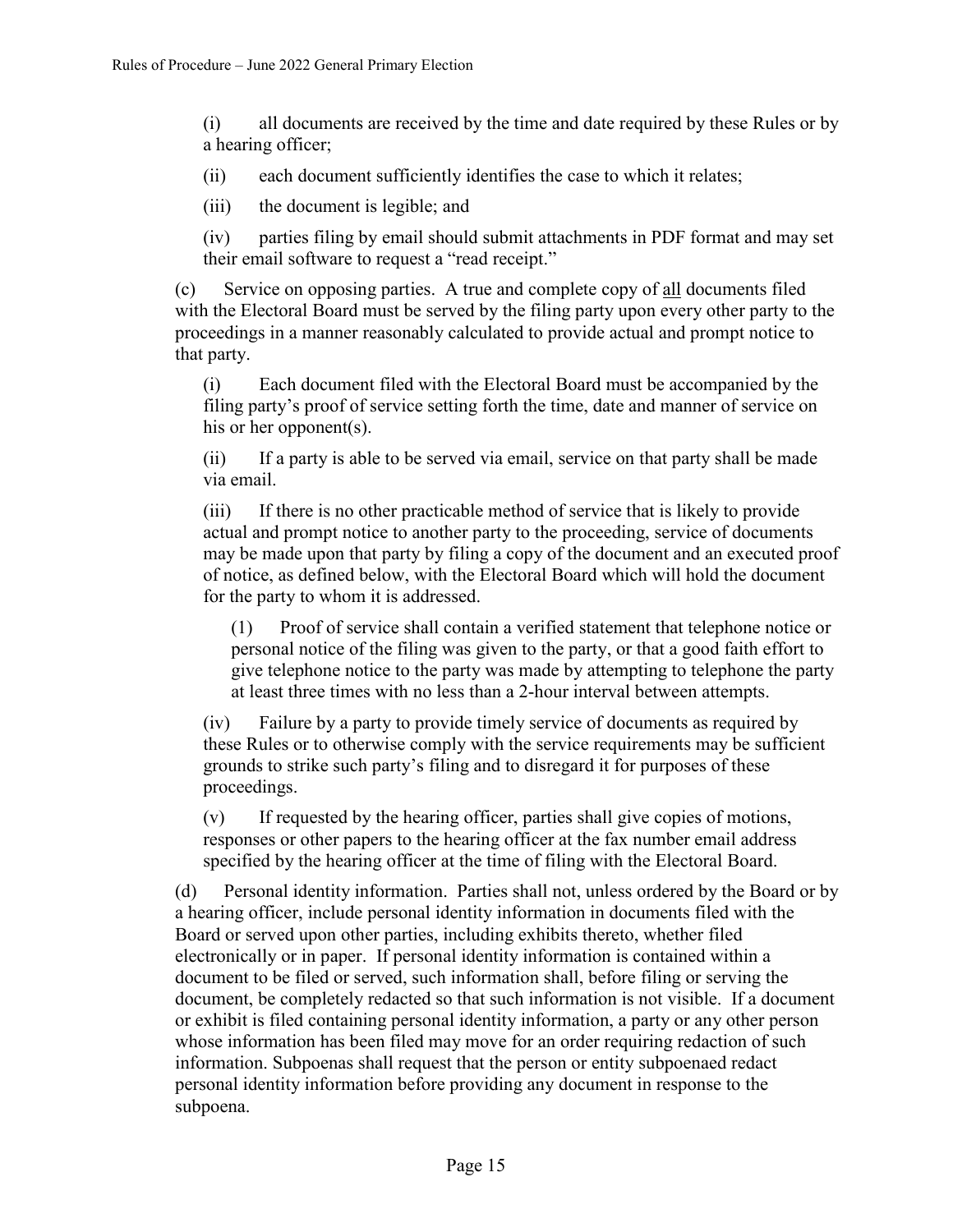(i) all documents are received by the time and date required by these Rules or by a hearing officer;

(ii) each document sufficiently identifies the case to which it relates;

(iii) the document is legible; and

(iv) parties filing by email should submit attachments in PDF format and may set their email software to request a "read receipt."

(c) Service on opposing parties. A true and complete copy of all documents filed with the Electoral Board must be served by the filing party upon every other party to the proceedings in a manner reasonably calculated to provide actual and prompt notice to that party.

(i) Each document filed with the Electoral Board must be accompanied by the filing party's proof of service setting forth the time, date and manner of service on his or her opponent(s).

(ii) If a party is able to be served via email, service on that party shall be made via email.

(iii) If there is no other practicable method of service that is likely to provide actual and prompt notice to another party to the proceeding, service of documents may be made upon that party by filing a copy of the document and an executed proof of notice, as defined below, with the Electoral Board which will hold the document for the party to whom it is addressed.

(1) Proof of service shall contain a verified statement that telephone notice or personal notice of the filing was given to the party, or that a good faith effort to give telephone notice to the party was made by attempting to telephone the party at least three times with no less than a 2-hour interval between attempts.

(iv) Failure by a party to provide timely service of documents as required by these Rules or to otherwise comply with the service requirements may be sufficient grounds to strike such party's filing and to disregard it for purposes of these proceedings.

(v) If requested by the hearing officer, parties shall give copies of motions, responses or other papers to the hearing officer at the fax number email address specified by the hearing officer at the time of filing with the Electoral Board.

(d) Personal identity information. Parties shall not, unless ordered by the Board or by a hearing officer, include personal identity information in documents filed with the Board or served upon other parties, including exhibits thereto, whether filed electronically or in paper. If personal identity information is contained within a document to be filed or served, such information shall, before filing or serving the document, be completely redacted so that such information is not visible. If a document or exhibit is filed containing personal identity information, a party or any other person whose information has been filed may move for an order requiring redaction of such information. Subpoenas shall request that the person or entity subpoenaed redact personal identity information before providing any document in response to the subpoena.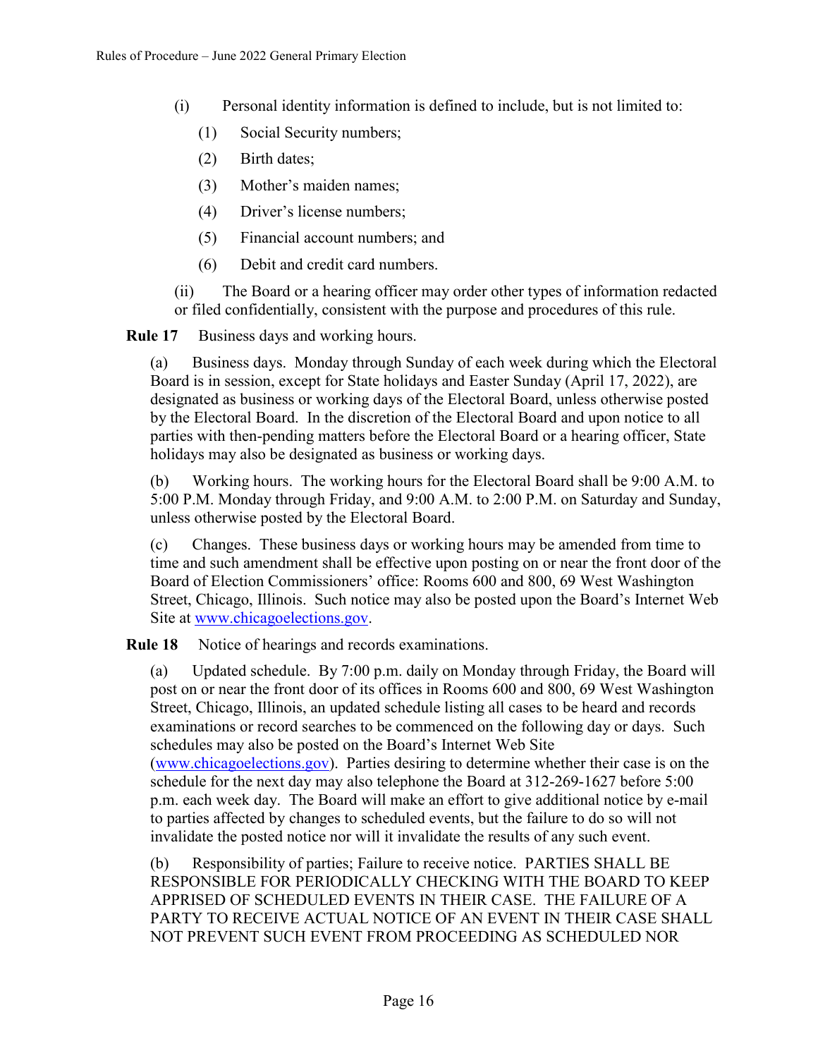(i) Personal identity information is defined to include, but is not limited to:

(1) Social Security numbers;

(2) Birth dates;

(3) Mother's maiden names;

(4) Driver's license numbers;

(5) Financial account numbers; and

(6) Debit and credit card numbers.

(ii) The Board or a hearing officer may order other types of information redacted or filed confidentially, consistent with the purpose and procedures of this rule.

**Rule 17** Business days and working hours.

(a) Business days. Monday through Sunday of each week during which the Electoral Board is in session, except for State holidays and Easter Sunday (April 17, 2022), are designated as business or working days of the Electoral Board, unless otherwise posted by the Electoral Board. In the discretion of the Electoral Board and upon notice to all parties with then-pending matters before the Electoral Board or a hearing officer, State holidays may also be designated as business or working days.

(b) Working hours. The working hours for the Electoral Board shall be 9:00 A.M. to 5:00 P.M. Monday through Friday, and 9:00 A.M. to 2:00 P.M. on Saturday and Sunday, unless otherwise posted by the Electoral Board.

(c) Changes. These business days or working hours may be amended from time to time and such amendment shall be effective upon posting on or near the front door of the Board of Election Commissioners' office: Rooms 600 and 800, 69 West Washington Street, Chicago, Illinois. Such notice may also be posted upon the Board's Internet Web Site at www.chicagoelections.gov.

**Rule 18** Notice of hearings and records examinations.

(a) Updated schedule. By 7:00 p.m. daily on Monday through Friday, the Board will post on or near the front door of its offices in Rooms 600 and 800, 69 West Washington Street, Chicago, Illinois, an updated schedule listing all cases to be heard and records examinations or record searches to be commenced on the following day or days. Such schedules may also be posted on the Board's Internet Web Site (www.chicagoelections.gov). Parties desiring to determine whether their case is on the schedule for the next day may also telephone the Board at 312-269-1627 before 5:00 p.m. each week day. The Board will make an effort to give additional notice by e-mail to parties affected by changes to scheduled events, but the failure to do so will not invalidate the posted notice nor will it invalidate the results of any such event.

(b) Responsibility of parties; Failure to receive notice. PARTIES SHALL BE RESPONSIBLE FOR PERIODICALLY CHECKING WITH THE BOARD TO KEEP APPRISED OF SCHEDULED EVENTS IN THEIR CASE. THE FAILURE OF A PARTY TO RECEIVE ACTUAL NOTICE OF AN EVENT IN THEIR CASE SHALL NOT PREVENT SUCH EVENT FROM PROCEEDING AS SCHEDULED NOR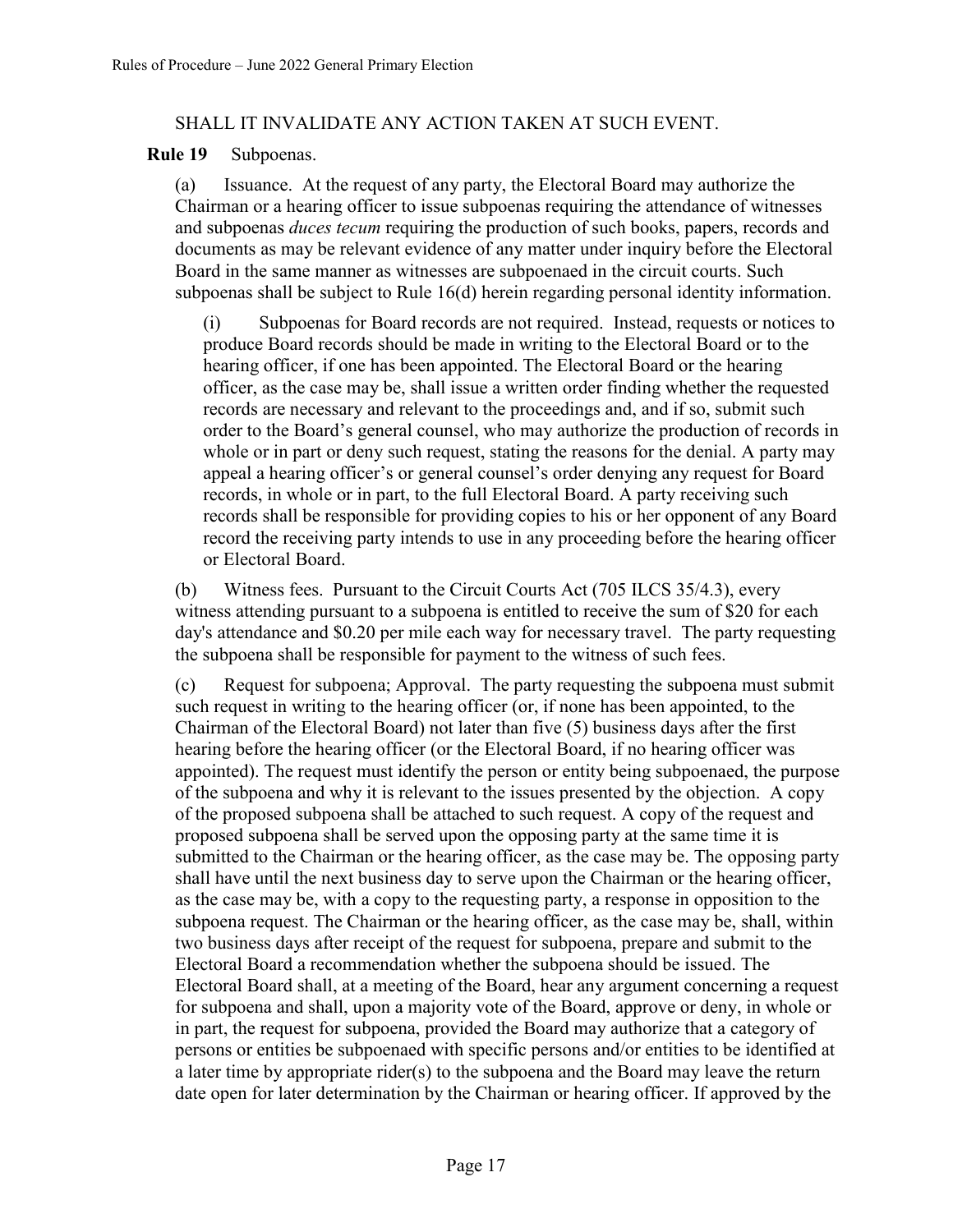SHALL IT INVALIDATE ANY ACTION TAKEN AT SUCH EVENT.

**Rule 19** Subpoenas.

(a) Issuance. At the request of any party, the Electoral Board may authorize the Chairman or a hearing officer to issue subpoenas requiring the attendance of witnesses and subpoenas *duces tecum* requiring the production of such books, papers, records and documents as may be relevant evidence of any matter under inquiry before the Electoral Board in the same manner as witnesses are subpoenaed in the circuit courts. Such subpoenas shall be subject to Rule 16(d) herein regarding personal identity information.

(i) Subpoenas for Board records are not required. Instead, requests or notices to produce Board records should be made in writing to the Electoral Board or to the hearing officer, if one has been appointed. The Electoral Board or the hearing officer, as the case may be, shall issue a written order finding whether the requested records are necessary and relevant to the proceedings and, and if so, submit such order to the Board's general counsel, who may authorize the production of records in whole or in part or deny such request, stating the reasons for the denial. A party may appeal a hearing officer's or general counsel's order denying any request for Board records, in whole or in part, to the full Electoral Board. A party receiving such records shall be responsible for providing copies to his or her opponent of any Board record the receiving party intends to use in any proceeding before the hearing officer or Electoral Board.

(b) Witness fees. Pursuant to the Circuit Courts Act (705 ILCS 35/4.3), every witness attending pursuant to a subpoena is entitled to receive the sum of $20 for each day's attendance and $0.20 per mile each way for necessary travel. The party requesting the subpoena shall be responsible for payment to the witness of such fees.

(c) Request for subpoena; Approval. The party requesting the subpoena must submit such request in writing to the hearing officer (or, if none has been appointed, to the Chairman of the Electoral Board) not later than five (5) business days after the first hearing before the hearing officer (or the Electoral Board, if no hearing officer was appointed). The request must identify the person or entity being subpoenaed, the purpose of the subpoena and why it is relevant to the issues presented by the objection. A copy of the proposed subpoena shall be attached to such request. A copy of the request and proposed subpoena shall be served upon the opposing party at the same time it is submitted to the Chairman or the hearing officer, as the case may be. The opposing party shall have until the next business day to serve upon the Chairman or the hearing officer, as the case may be, with a copy to the requesting party, a response in opposition to the subpoena request. The Chairman or the hearing officer, as the case may be, shall, within two business days after receipt of the request for subpoena, prepare and submit to the Electoral Board a recommendation whether the subpoena should be issued. The Electoral Board shall, at a meeting of the Board, hear any argument concerning a request for subpoena and shall, upon a majority vote of the Board, approve or deny, in whole or in part, the request for subpoena, provided the Board may authorize that a category of persons or entities be subpoenaed with specific persons and/or entities to be identified at a later time by appropriate rider(s) to the subpoena and the Board may leave the return date open for later determination by the Chairman or hearing officer. If approved by the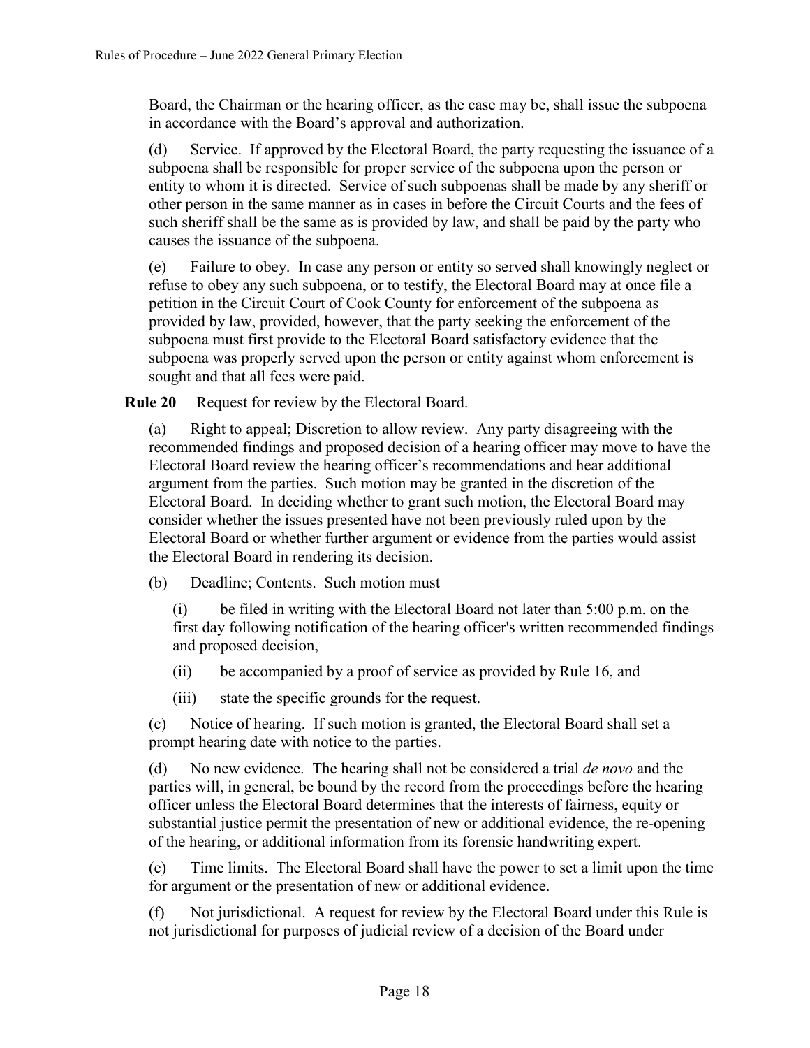Board, the Chairman or the hearing officer, as the case may be, shall issue the subpoena in accordance with the Board's approval and authorization.

(d) Service. If approved by the Electoral Board, the party requesting the issuance of a subpoena shall be responsible for proper service of the subpoena upon the person or entity to whom it is directed. Service of such subpoenas shall be made by any sheriff or other person in the same manner as in cases in before the Circuit Courts and the fees of such sheriff shall be the same as is provided by law, and shall be paid by the party who causes the issuance of the subpoena.

(e) Failure to obey. In case any person or entity so served shall knowingly neglect or refuse to obey any such subpoena, or to testify, the Electoral Board may at once file a petition in the Circuit Court of Cook County for enforcement of the subpoena as provided by law, provided, however, that the party seeking the enforcement of the subpoena must first provide to the Electoral Board satisfactory evidence that the subpoena was properly served upon the person or entity against whom enforcement is sought and that all fees were paid.

**Rule 20** Request for review by the Electoral Board.

(a) Right to appeal; Discretion to allow review. Any party disagreeing with the recommended findings and proposed decision of a hearing officer may move to have the Electoral Board review the hearing officer's recommendations and hear additional argument from the parties. Such motion may be granted in the discretion of the Electoral Board. In deciding whether to grant such motion, the Electoral Board may consider whether the issues presented have not been previously ruled upon by the Electoral Board or whether further argument or evidence from the parties would assist the Electoral Board in rendering its decision.

(b) Deadline; Contents. Such motion must

(i) be filed in writing with the Electoral Board not later than 5:00 p.m. on the first day following notification of the hearing officer's written recommended findings and proposed decision,

(ii) be accompanied by a proof of service as provided by Rule 16, and

(iii) state the specific grounds for the request.

(c) Notice of hearing. If such motion is granted, the Electoral Board shall set a prompt hearing date with notice to the parties.

(d) No new evidence. The hearing shall not be considered a trial *de novo* and the parties will, in general, be bound by the record from the proceedings before the hearing officer unless the Electoral Board determines that the interests of fairness, equity or substantial justice permit the presentation of new or additional evidence, the re-opening of the hearing, or additional information from its forensic handwriting expert.

(e) Time limits. The Electoral Board shall have the power to set a limit upon the time for argument or the presentation of new or additional evidence.

(f) Not jurisdictional. A request for review by the Electoral Board under this Rule is not jurisdictional for purposes of judicial review of a decision of the Board under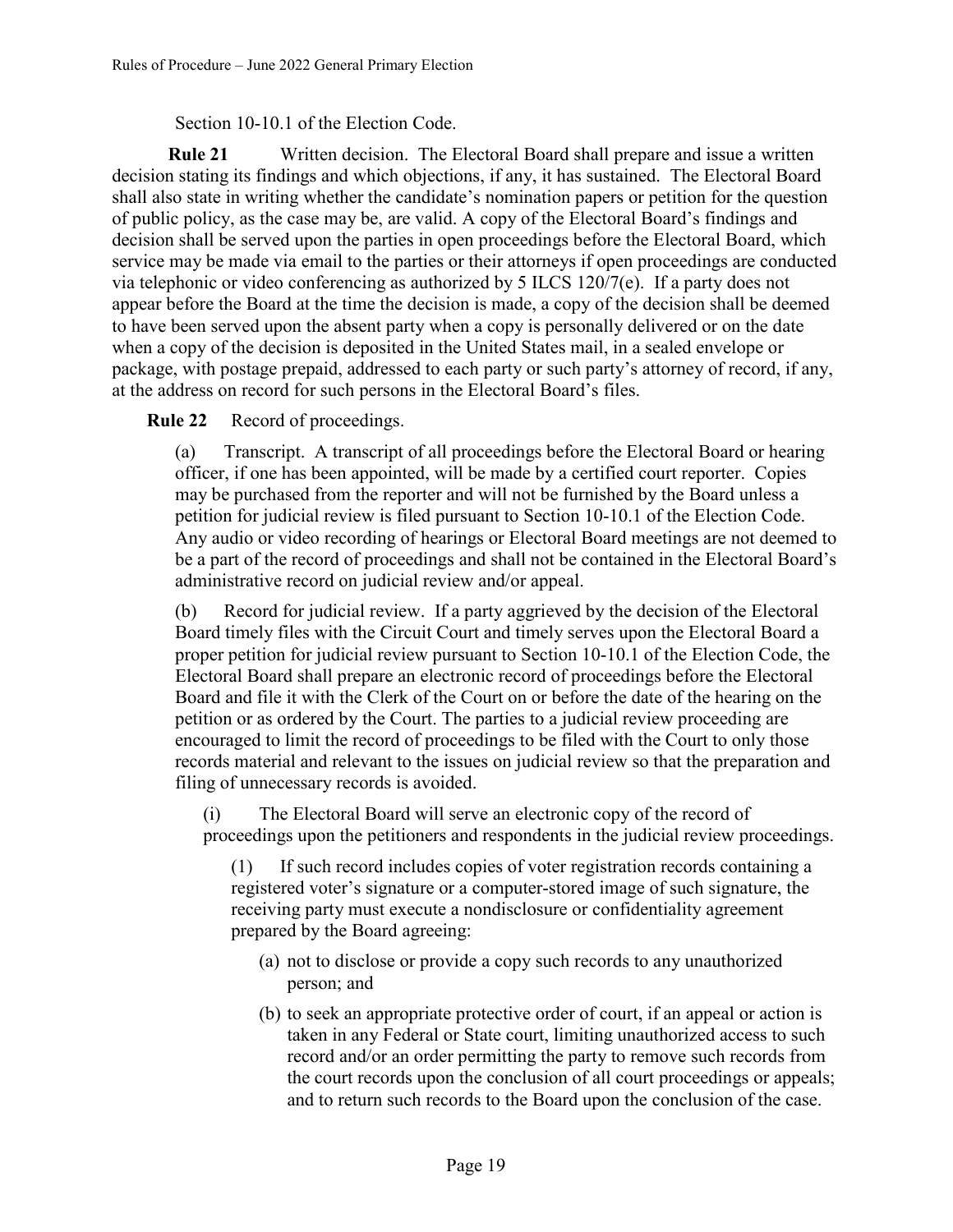Section 10-10.1 of the Election Code.

**Rule 21** Written decision. The Electoral Board shall prepare and issue a written decision stating its findings and which objections, if any, it has sustained. The Electoral Board shall also state in writing whether the candidate's nomination papers or petition for the question of public policy, as the case may be, are valid. A copy of the Electoral Board's findings and decision shall be served upon the parties in open proceedings before the Electoral Board, which service may be made via email to the parties or their attorneys if open proceedings are conducted via telephonic or video conferencing as authorized by 5 ILCS 120/7(e). If a party does not appear before the Board at the time the decision is made, a copy of the decision shall be deemed to have been served upon the absent party when a copy is personally delivered or on the date when a copy of the decision is deposited in the United States mail, in a sealed envelope or package, with postage prepaid, addressed to each party or such party's attorney of record, if any, at the address on record for such persons in the Electoral Board's files.

**Rule 22** Record of proceedings.

(a) Transcript. A transcript of all proceedings before the Electoral Board or hearing officer, if one has been appointed, will be made by a certified court reporter. Copies may be purchased from the reporter and will not be furnished by the Board unless a petition for judicial review is filed pursuant to Section 10-10.1 of the Election Code. Any audio or video recording of hearings or Electoral Board meetings are not deemed to be a part of the record of proceedings and shall not be contained in the Electoral Board's administrative record on judicial review and/or appeal.

(b) Record for judicial review. If a party aggrieved by the decision of the Electoral Board timely files with the Circuit Court and timely serves upon the Electoral Board a proper petition for judicial review pursuant to Section 10-10.1 of the Election Code, the Electoral Board shall prepare an electronic record of proceedings before the Electoral Board and file it with the Clerk of the Court on or before the date of the hearing on the petition or as ordered by the Court. The parties to a judicial review proceeding are encouraged to limit the record of proceedings to be filed with the Court to only those records material and relevant to the issues on judicial review so that the preparation and filing of unnecessary records is avoided.

(i) The Electoral Board will serve an electronic copy of the record of proceedings upon the petitioners and respondents in the judicial review proceedings.

(1) If such record includes copies of voter registration records containing a registered voter's signature or a computer-stored image of such signature, the receiving party must execute a nondisclosure or confidentiality agreement prepared by the Board agreeing:

(a) not to disclose or provide a copy such records to any unauthorized person; and

(b) to seek an appropriate protective order of court, if an appeal or action is taken in any Federal or State court, limiting unauthorized access to such record and/or an order permitting the party to remove such records from the court records upon the conclusion of all court proceedings or appeals; and to return such records to the Board upon the conclusion of the case.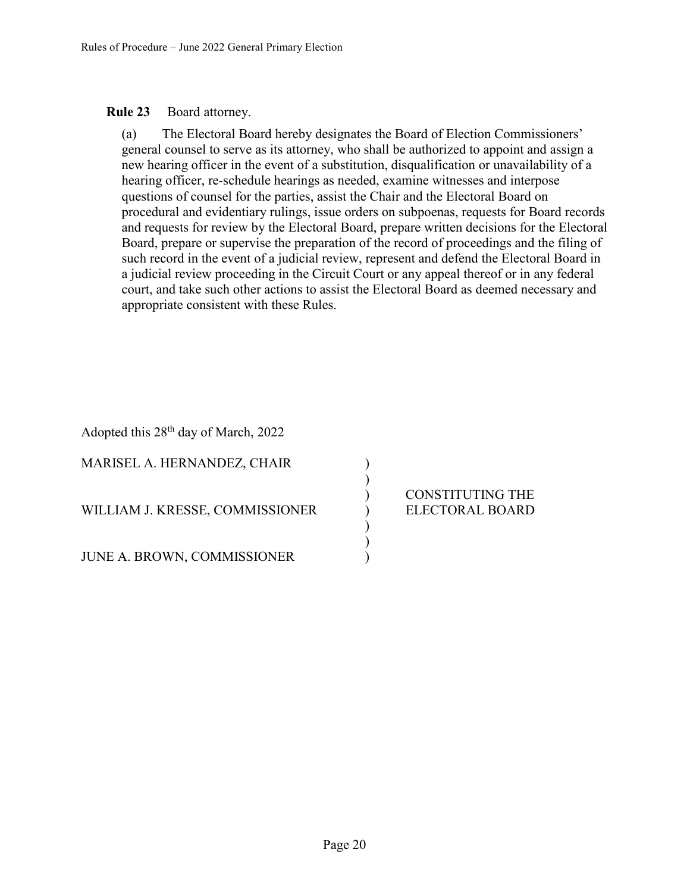**Rule 23** Board attorney.

(a) The Electoral Board hereby designates the Board of Election Commissioners' general counsel to serve as its attorney, who shall be authorized to appoint and assign a new hearing officer in the event of a substitution, disqualification or unavailability of a hearing officer, re-schedule hearings as needed, examine witnesses and interpose questions of counsel for the parties, assist the Chair and the Electoral Board on procedural and evidentiary rulings, issue orders on subpoenas, requests for Board records and requests for review by the Electoral Board, prepare written decisions for the Electoral Board, prepare or supervise the preparation of the record of proceedings and the filing of such record in the event of a judicial review, represent and defend the Electoral Board in a judicial review proceeding in the Circuit Court or any appeal thereof or in any federal court, and take such other actions to assist the Electoral Board as deemed necessary and appropriate consistent with these Rules.

Adopted this 28th day of March, 2022

| | | |
|---|---|---|
| MARISEL A. HERNANDEZ, CHAIR | ) | |
| | ) | |
| | ) | CONSTITUTING THE |
| WILLIAM J. KRESSE, COMMISSIONER | ) | ELECTORAL BOARD |
| | ) | |
| | ) | |
| JUNE A. BROWN, COMMISSIONER | ) | |